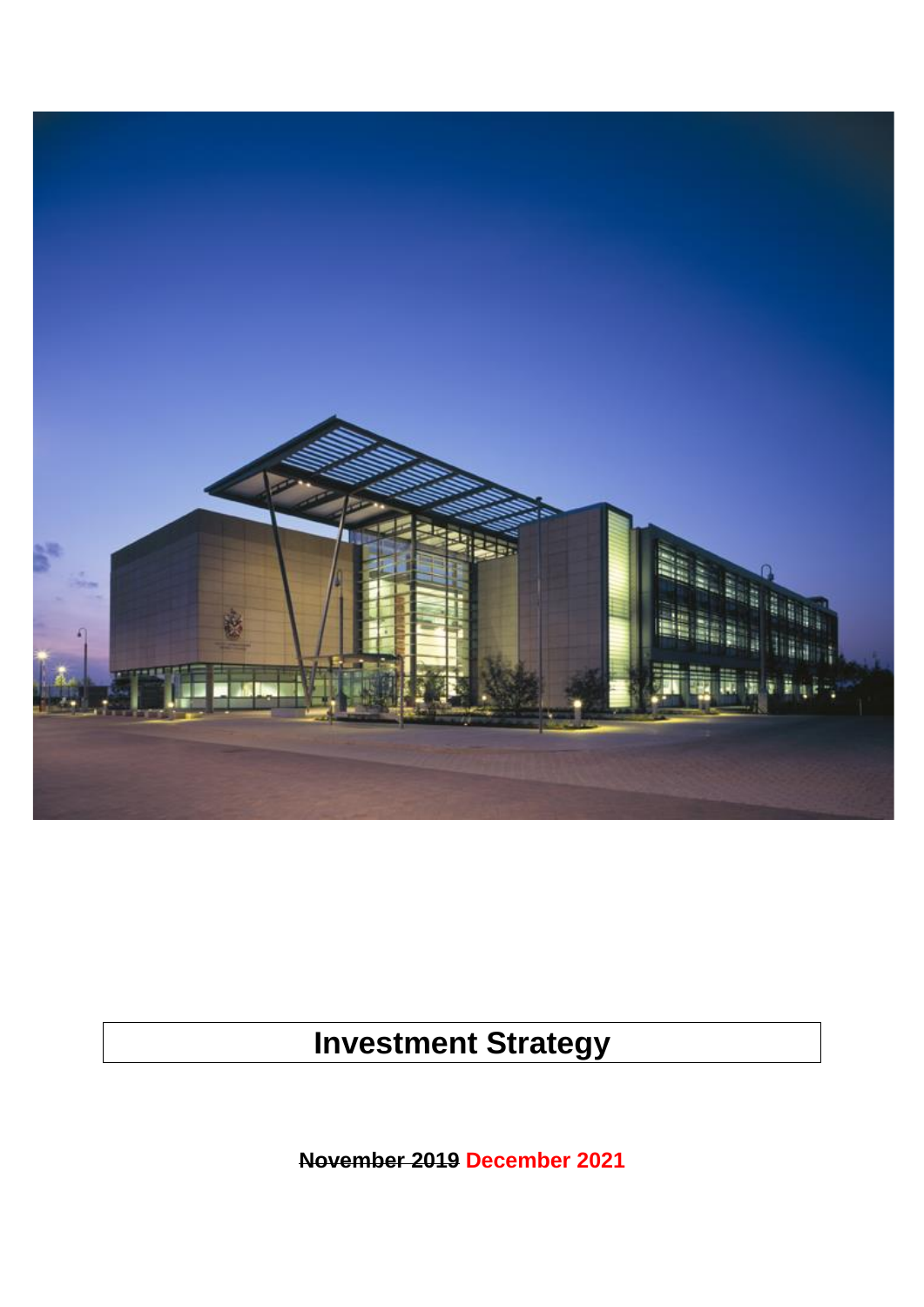# Investment Strategy

**~~November 2019~~ December 2021**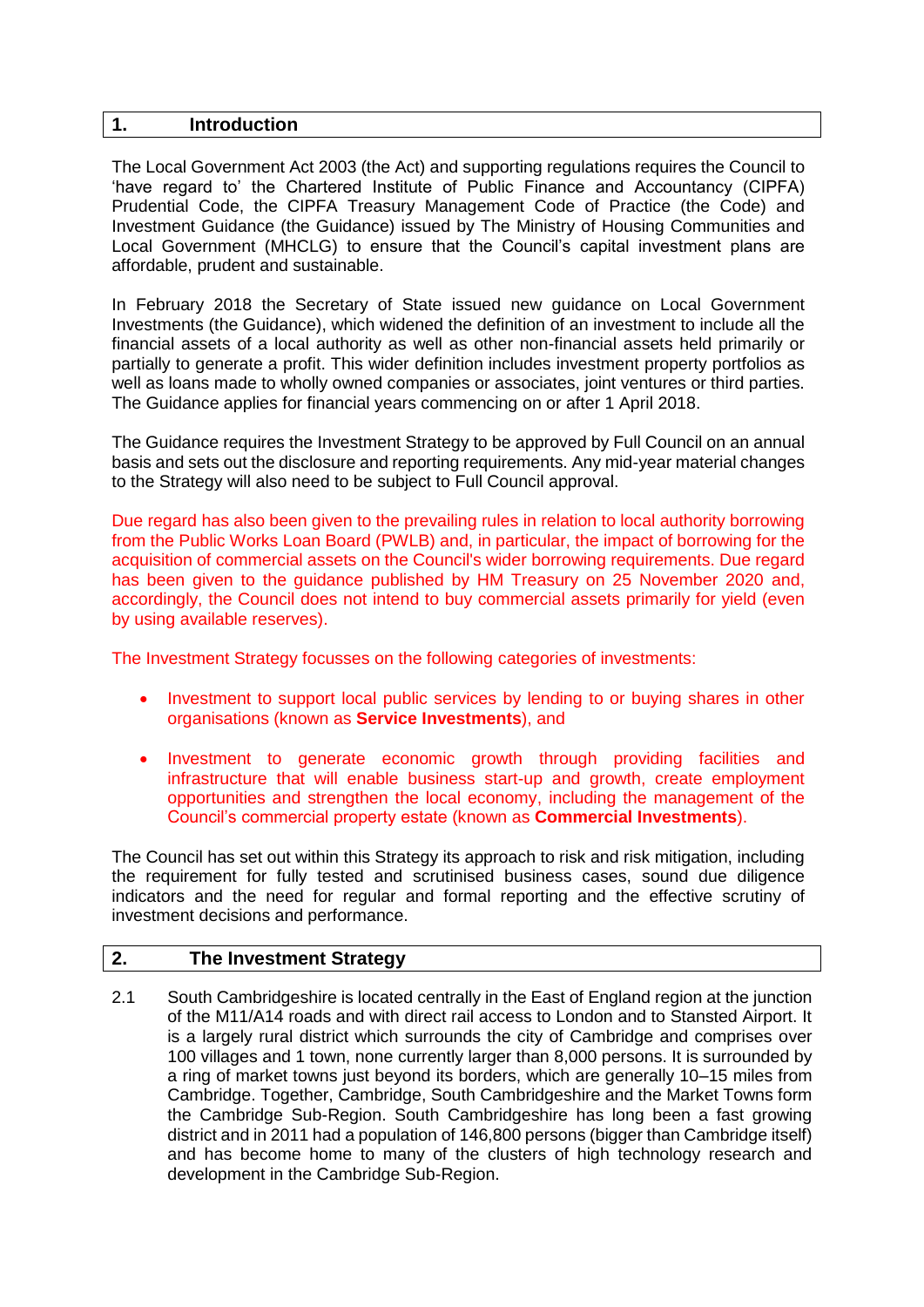## 1. Introduction

The Local Government Act 2003 (the Act) and supporting regulations requires the Council to 'have regard to' the Chartered Institute of Public Finance and Accountancy (CIPFA) Prudential Code, the CIPFA Treasury Management Code of Practice (the Code) and Investment Guidance (the Guidance) issued by The Ministry of Housing Communities and Local Government (MHCLG) to ensure that the Council's capital investment plans are affordable, prudent and sustainable.

In February 2018 the Secretary of State issued new guidance on Local Government Investments (the Guidance), which widened the definition of an investment to include all the financial assets of a local authority as well as other non-financial assets held primarily or partially to generate a profit. This wider definition includes investment property portfolios as well as loans made to wholly owned companies or associates, joint ventures or third parties. The Guidance applies for financial years commencing on or after 1 April 2018.

The Guidance requires the Investment Strategy to be approved by Full Council on an annual basis and sets out the disclosure and reporting requirements. Any mid-year material changes to the Strategy will also need to be subject to Full Council approval.

Due regard has also been given to the prevailing rules in relation to local authority borrowing from the Public Works Loan Board (PWLB) and, in particular, the impact of borrowing for the acquisition of commercial assets on the Council's wider borrowing requirements. Due regard has been given to the guidance published by HM Treasury on 25 November 2020 and, accordingly, the Council does not intend to buy commercial assets primarily for yield (even by using available reserves).

The Investment Strategy focusses on the following categories of investments:

- Investment to support local public services by lending to or buying shares in other organisations (known as **Service Investments**), and
- Investment to generate economic growth through providing facilities and infrastructure that will enable business start-up and growth, create employment opportunities and strengthen the local economy, including the management of the Council's commercial property estate (known as **Commercial Investments**).

The Council has set out within this Strategy its approach to risk and risk mitigation, including the requirement for fully tested and scrutinised business cases, sound due diligence indicators and the need for regular and formal reporting and the effective scrutiny of investment decisions and performance.

## 2. The Investment Strategy

2.1 South Cambridgeshire is located centrally in the East of England region at the junction of the M11/A14 roads and with direct rail access to London and to Stansted Airport. It is a largely rural district which surrounds the city of Cambridge and comprises over 100 villages and 1 town, none currently larger than 8,000 persons. It is surrounded by a ring of market towns just beyond its borders, which are generally 10–15 miles from Cambridge. Together, Cambridge, South Cambridgeshire and the Market Towns form the Cambridge Sub-Region. South Cambridgeshire has long been a fast growing district and in 2011 had a population of 146,800 persons (bigger than Cambridge itself) and has become home to many of the clusters of high technology research and development in the Cambridge Sub-Region.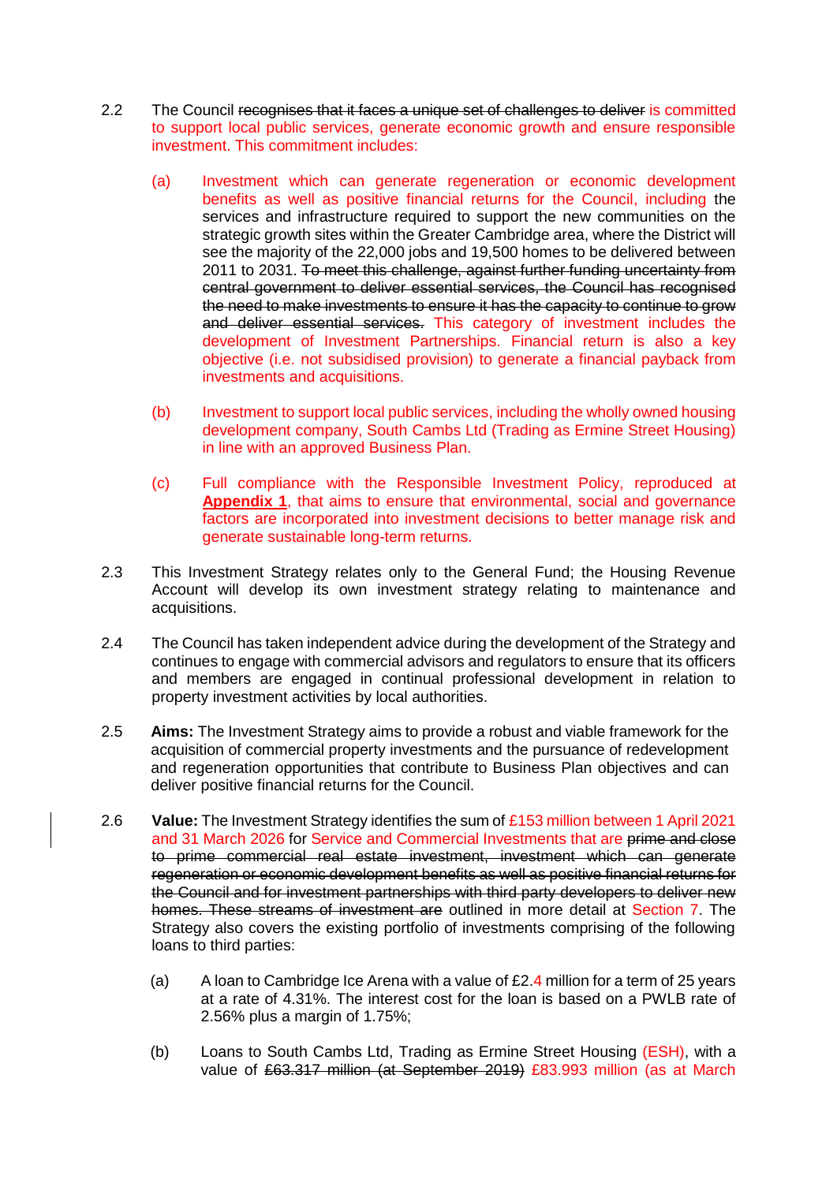2.2 The Council ~~recognises that it faces a unique set of challenges to deliver~~ is committed to support local public services, generate economic growth and ensure responsible investment. This commitment includes:

(a) Investment which can generate regeneration or economic development benefits as well as positive financial returns for the Council, including the services and infrastructure required to support the new communities on the strategic growth sites within the Greater Cambridge area, where the District will see the majority of the 22,000 jobs and 19,500 homes to be delivered between 2011 to 2031. ~~To meet this challenge, against further funding uncertainty from central government to deliver essential services, the Council has recognised the need to make investments to ensure it has the capacity to continue to grow and deliver essential services.~~ This category of investment includes the development of Investment Partnerships. Financial return is also a key objective (i.e. not subsidised provision) to generate a financial payback from investments and acquisitions.

(b) Investment to support local public services, including the wholly owned housing development company, South Cambs Ltd (Trading as Ermine Street Housing) in line with an approved Business Plan.

(c) Full compliance with the Responsible Investment Policy, reproduced at **Appendix 1**, that aims to ensure that environmental, social and governance factors are incorporated into investment decisions to better manage risk and generate sustainable long-term returns.

2.3 This Investment Strategy relates only to the General Fund; the Housing Revenue Account will develop its own investment strategy relating to maintenance and acquisitions.

2.4 The Council has taken independent advice during the development of the Strategy and continues to engage with commercial advisors and regulators to ensure that its officers and members are engaged in continual professional development in relation to property investment activities by local authorities.

2.5 **Aims:** The Investment Strategy aims to provide a robust and viable framework for the acquisition of commercial property investments and the pursuance of redevelopment and regeneration opportunities that contribute to Business Plan objectives and can deliver positive financial returns for the Council.

2.6 **Value:** The Investment Strategy identifies the sum of £153 million between 1 April 2021 and 31 March 2026 for Service and Commercial Investments that are ~~prime and close to prime commercial real estate investment, investment which can generate regeneration or economic development benefits as well as positive financial returns for the Council and for investment partnerships with third party developers to deliver new homes. These streams of investment are~~ outlined in more detail at Section 7. The Strategy also covers the existing portfolio of investments comprising of the following loans to third parties:

(a) A loan to Cambridge Ice Arena with a value of £2.4 million for a term of 25 years at a rate of 4.31%. The interest cost for the loan is based on a PWLB rate of 2.56% plus a margin of 1.75%;

(b) Loans to South Cambs Ltd, Trading as Ermine Street Housing (ESH), with a value of ~~£63.317 million (at September 2019)~~ £83.993 million (as at March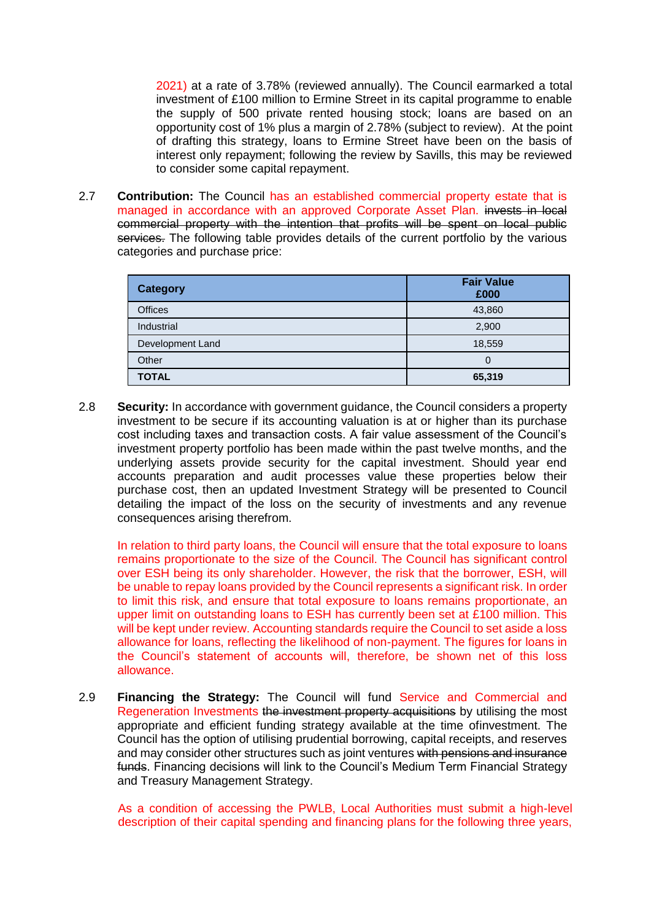2021) at a rate of 3.78% (reviewed annually). The Council earmarked a total investment of £100 million to Ermine Street in its capital programme to enable the supply of 500 private rented housing stock; loans are based on an opportunity cost of 1% plus a margin of 2.78% (subject to review). At the point of drafting this strategy, loans to Ermine Street have been on the basis of interest only repayment; following the review by Savills, this may be reviewed to consider some capital repayment.

2.7 **Contribution:** The Council has an established commercial property estate that is managed in accordance with an approved Corporate Asset Plan. ~~invests in local commercial property with the intention that profits will be spent on local public services.~~ The following table provides details of the current portfolio by the various categories and purchase price:

| Category | Fair Value £000 |
|---|---|
| Offices | 43,860 |
| Industrial | 2,900 |
| Development Land | 18,559 |
| Other | 0 |
| **TOTAL** | **65,319** |

2.8 **Security:** In accordance with government guidance, the Council considers a property investment to be secure if its accounting valuation is at or higher than its purchase cost including taxes and transaction costs. A fair value assessment of the Council's investment property portfolio has been made within the past twelve months, and the underlying assets provide security for the capital investment. Should year end accounts preparation and audit processes value these properties below their purchase cost, then an updated Investment Strategy will be presented to Council detailing the impact of the loss on the security of investments and any revenue consequences arising therefrom.

In relation to third party loans, the Council will ensure that the total exposure to loans remains proportionate to the size of the Council. The Council has significant control over ESH being its only shareholder. However, the risk that the borrower, ESH, will be unable to repay loans provided by the Council represents a significant risk. In order to limit this risk, and ensure that total exposure to loans remains proportionate, an upper limit on outstanding loans to ESH has currently been set at £100 million. This will be kept under review. Accounting standards require the Council to set aside a loss allowance for loans, reflecting the likelihood of non-payment. The figures for loans in the Council's statement of accounts will, therefore, be shown net of this loss allowance.

2.9 **Financing the Strategy:** The Council will fund Service and Commercial and Regeneration Investments ~~the investment property acquisitions~~ by utilising the most appropriate and efficient funding strategy available at the time ofinvestment. The Council has the option of utilising prudential borrowing, capital receipts, and reserves and may consider other structures such as joint ventures ~~with pensions and insurance funds~~. Financing decisions will link to the Council's Medium Term Financial Strategy and Treasury Management Strategy.

As a condition of accessing the PWLB, Local Authorities must submit a high-level description of their capital spending and financing plans for the following three years,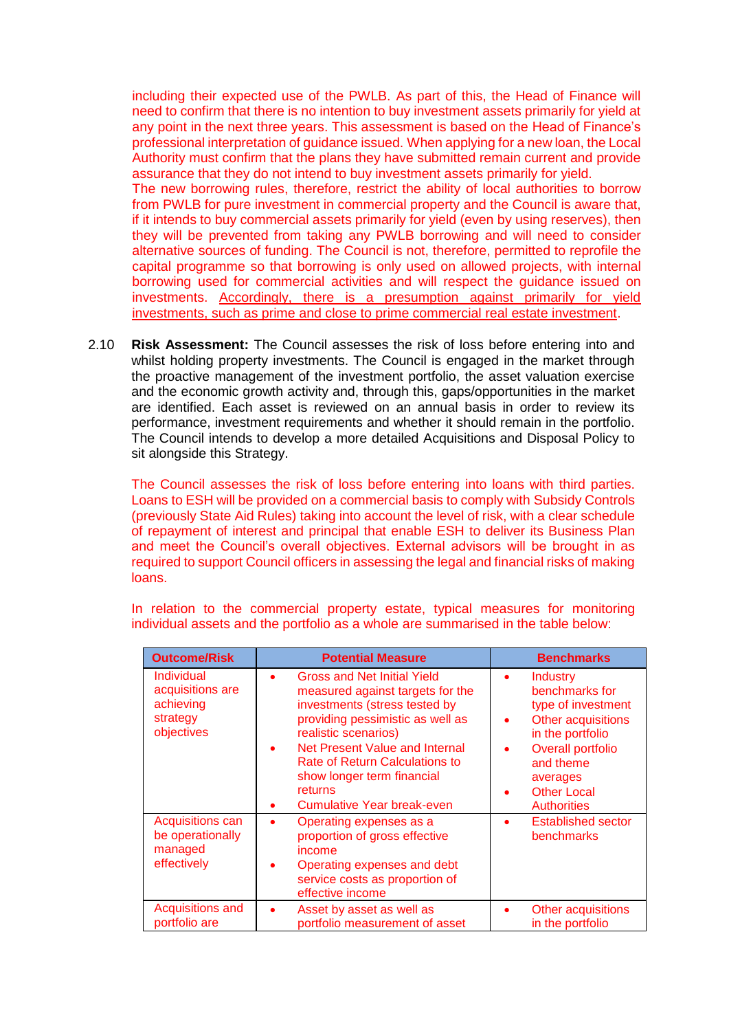including their expected use of the PWLB. As part of this, the Head of Finance will need to confirm that there is no intention to buy investment assets primarily for yield at any point in the next three years. This assessment is based on the Head of Finance's professional interpretation of guidance issued. When applying for a new loan, the Local Authority must confirm that the plans they have submitted remain current and provide assurance that they do not intend to buy investment assets primarily for yield.
The new borrowing rules, therefore, restrict the ability of local authorities to borrow from PWLB for pure investment in commercial property and the Council is aware that, if it intends to buy commercial assets primarily for yield (even by using reserves), then they will be prevented from taking any PWLB borrowing and will need to consider alternative sources of funding. The Council is not, therefore, permitted to reprofile the capital programme so that borrowing is only used on allowed projects, with internal borrowing used for commercial activities and will respect the guidance issued on investments. <u>Accordingly, there is a presumption against primarily for yield investments, such as prime and close to prime commercial real estate investment</u>.

2.10 **Risk Assessment:** The Council assesses the risk of loss before entering into and whilst holding property investments. The Council is engaged in the market through the proactive management of the investment portfolio, the asset valuation exercise and the economic growth activity and, through this, gaps/opportunities in the market are identified. Each asset is reviewed on an annual basis in order to review its performance, investment requirements and whether it should remain in the portfolio. The Council intends to develop a more detailed Acquisitions and Disposal Policy to sit alongside this Strategy.

The Council assesses the risk of loss before entering into loans with third parties. Loans to ESH will be provided on a commercial basis to comply with Subsidy Controls (previously State Aid Rules) taking into account the level of risk, with a clear schedule of repayment of interest and principal that enable ESH to deliver its Business Plan and meet the Council's overall objectives. External advisors will be brought in as required to support Council officers in assessing the legal and financial risks of making loans.

In relation to the commercial property estate, typical measures for monitoring individual assets and the portfolio as a whole are summarised in the table below:

| Outcome/Risk | Potential Measure | Benchmarks |
|---|---|---|
| Individual acquisitions are achieving strategy objectives | • Gross and Net Initial Yield measured against targets for the investments (stress tested by providing pessimistic as well as realistic scenarios)<br>• Net Present Value and Internal Rate of Return Calculations to show longer term financial returns<br>• Cumulative Year break-even | • Industry benchmarks for type of investment<br>• Other acquisitions in the portfolio<br>• Overall portfolio and theme averages<br>• Other Local Authorities |
| Acquisitions can be operationally managed effectively | • Operating expenses as a proportion of gross effective income<br>• Operating expenses and debt service costs as proportion of effective income | • Established sector benchmarks |
| Acquisitions and portfolio are | • Asset by asset as well as portfolio measurement of asset | • Other acquisitions in the portfolio |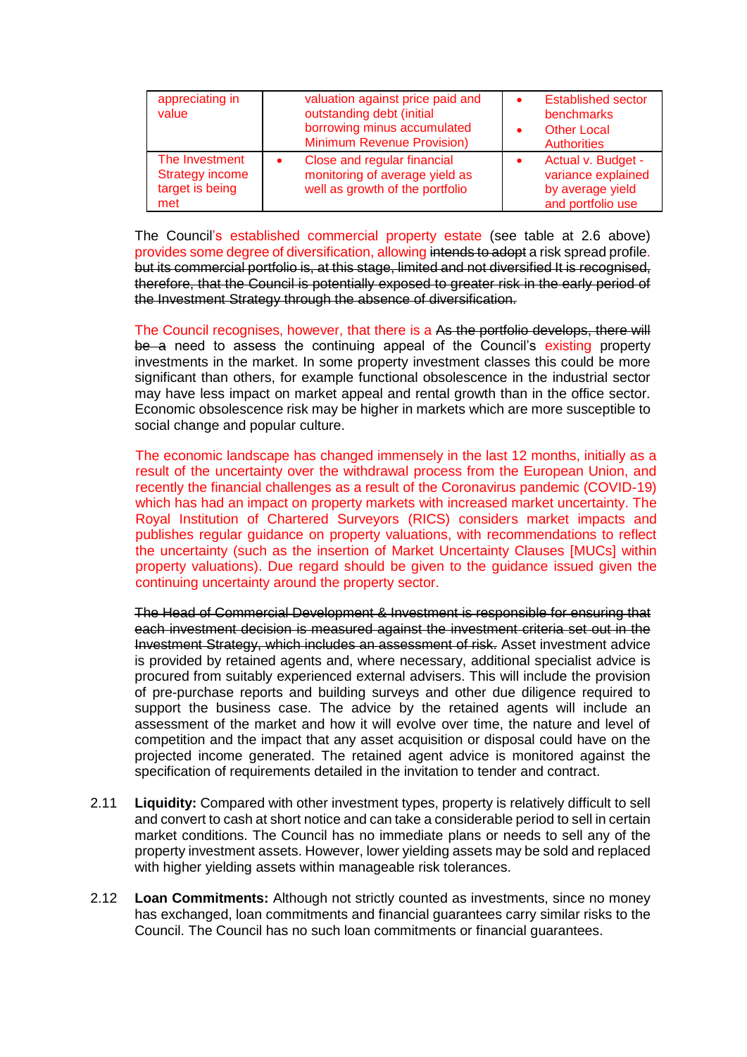| | | |
|---|---|---|
| appreciating in value | valuation against price paid and outstanding debt (initial borrowing minus accumulated Minimum Revenue Provision) | • Established sector benchmarks<br>• Other Local Authorities |
| The Investment Strategy income target is being met | • Close and regular financial monitoring of average yield as well as growth of the portfolio | • Actual v. Budget - variance explained by average yield and portfolio use |

The Council's established commercial property estate (see table at 2.6 above) provides some degree of diversification, allowing ~~intends to adopt~~ a risk spread profile. ~~but its commercial portfolio is, at this stage, limited and not diversified It is recognised, therefore, that the Council is potentially exposed to greater risk in the early period of the Investment Strategy through the absence of diversification.~~

The Council recognises, however, that there is a ~~As the portfolio develops, there will be a~~ need to assess the continuing appeal of the Council's existing property investments in the market. In some property investment classes this could be more significant than others, for example functional obsolescence in the industrial sector may have less impact on market appeal and rental growth than in the office sector. Economic obsolescence risk may be higher in markets which are more susceptible to social change and popular culture.

The economic landscape has changed immensely in the last 12 months, initially as a result of the uncertainty over the withdrawal process from the European Union, and recently the financial challenges as a result of the Coronavirus pandemic (COVID-19) which has had an impact on property markets with increased market uncertainty. The Royal Institution of Chartered Surveyors (RICS) considers market impacts and publishes regular guidance on property valuations, with recommendations to reflect the uncertainty (such as the insertion of Market Uncertainty Clauses [MUCs] within property valuations). Due regard should be given to the guidance issued given the continuing uncertainty around the property sector.

~~The Head of Commercial Development & Investment is responsible for ensuring that each investment decision is measured against the investment criteria set out in the Investment Strategy, which includes an assessment of risk.~~ Asset investment advice is provided by retained agents and, where necessary, additional specialist advice is procured from suitably experienced external advisers. This will include the provision of pre-purchase reports and building surveys and other due diligence required to support the business case. The advice by the retained agents will include an assessment of the market and how it will evolve over time, the nature and level of competition and the impact that any asset acquisition or disposal could have on the projected income generated. The retained agent advice is monitored against the specification of requirements detailed in the invitation to tender and contract.

2.11 **Liquidity:** Compared with other investment types, property is relatively difficult to sell and convert to cash at short notice and can take a considerable period to sell in certain market conditions. The Council has no immediate plans or needs to sell any of the property investment assets. However, lower yielding assets may be sold and replaced with higher yielding assets within manageable risk tolerances.

2.12 **Loan Commitments:** Although not strictly counted as investments, since no money has exchanged, loan commitments and financial guarantees carry similar risks to the Council. The Council has no such loan commitments or financial guarantees.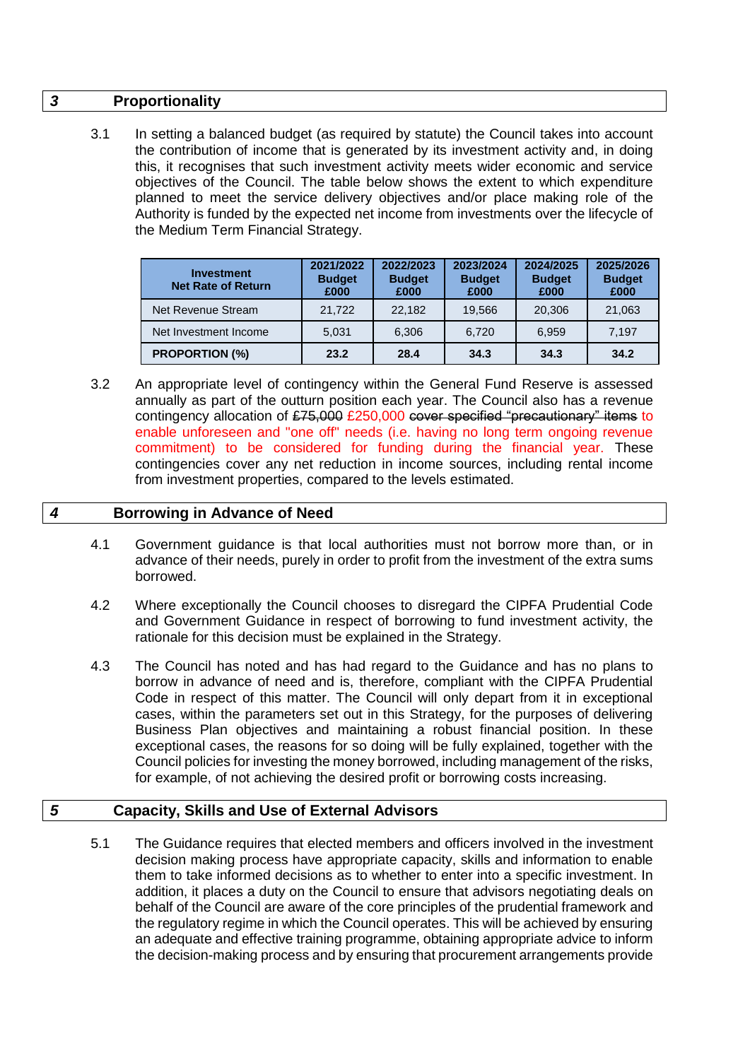## 3 Proportionality

3.1 In setting a balanced budget (as required by statute) the Council takes into account the contribution of income that is generated by its investment activity and, in doing this, it recognises that such investment activity meets wider economic and service objectives of the Council. The table below shows the extent to which expenditure planned to meet the service delivery objectives and/or place making role of the Authority is funded by the expected net income from investments over the lifecycle of the Medium Term Financial Strategy.

| Investment Net Rate of Return | 2021/2022 Budget £000 | 2022/2023 Budget £000 | 2023/2024 Budget £000 | 2024/2025 Budget £000 | 2025/2026 Budget £000 |
|---|---|---|---|---|---|
| Net Revenue Stream | 21,722 | 22,182 | 19,566 | 20,306 | 21,063 |
| Net Investment Income | 5,031 | 6,306 | 6,720 | 6,959 | 7,197 |
| **PROPORTION (%)** | **23.2** | **28.4** | **34.3** | **34.3** | **34.2** |

3.2 An appropriate level of contingency within the General Fund Reserve is assessed annually as part of the outturn position each year. The Council also has a revenue contingency allocation of ~~£75,000~~ £250,000 ~~cover specified "precautionary" items~~ to enable unforeseen and "one off" needs (i.e. having no long term ongoing revenue commitment) to be considered for funding during the financial year. These contingencies cover any net reduction in income sources, including rental income from investment properties, compared to the levels estimated.

## 4 Borrowing in Advance of Need

4.1 Government guidance is that local authorities must not borrow more than, or in advance of their needs, purely in order to profit from the investment of the extra sums borrowed.

4.2 Where exceptionally the Council chooses to disregard the CIPFA Prudential Code and Government Guidance in respect of borrowing to fund investment activity, the rationale for this decision must be explained in the Strategy.

4.3 The Council has noted and has had regard to the Guidance and has no plans to borrow in advance of need and is, therefore, compliant with the CIPFA Prudential Code in respect of this matter. The Council will only depart from it in exceptional cases, within the parameters set out in this Strategy, for the purposes of delivering Business Plan objectives and maintaining a robust financial position. In these exceptional cases, the reasons for so doing will be fully explained, together with the Council policies for investing the money borrowed, including management of the risks, for example, of not achieving the desired profit or borrowing costs increasing.

## 5 Capacity, Skills and Use of External Advisors

5.1 The Guidance requires that elected members and officers involved in the investment decision making process have appropriate capacity, skills and information to enable them to take informed decisions as to whether to enter into a specific investment. In addition, it places a duty on the Council to ensure that advisors negotiating deals on behalf of the Council are aware of the core principles of the prudential framework and the regulatory regime in which the Council operates. This will be achieved by ensuring an adequate and effective training programme, obtaining appropriate advice to inform the decision-making process and by ensuring that procurement arrangements provide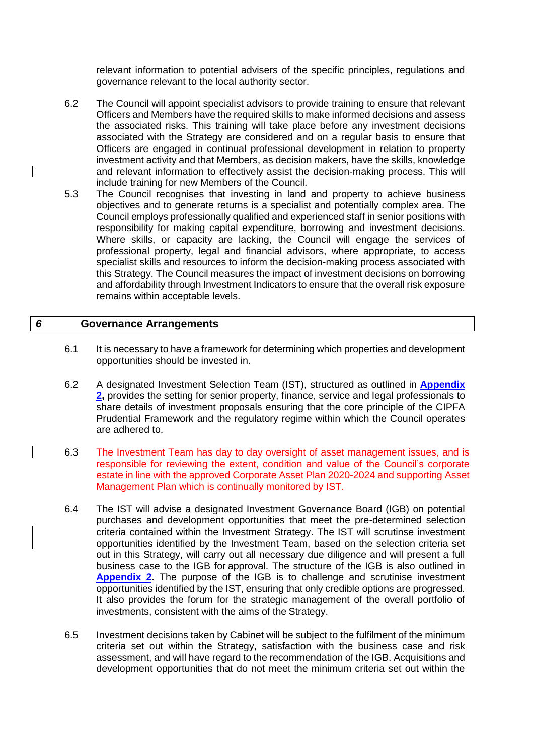relevant information to potential advisers of the specific principles, regulations and governance relevant to the local authority sector.

6.2 The Council will appoint specialist advisors to provide training to ensure that relevant Officers and Members have the required skills to make informed decisions and assess the associated risks. This training will take place before any investment decisions associated with the Strategy are considered and on a regular basis to ensure that Officers are engaged in continual professional development in relation to property investment activity and that Members, as decision makers, have the skills, knowledge and relevant information to effectively assist the decision-making process. This will include training for new Members of the Council.

5.3 The Council recognises that investing in land and property to achieve business objectives and to generate returns is a specialist and potentially complex area. The Council employs professionally qualified and experienced staff in senior positions with responsibility for making capital expenditure, borrowing and investment decisions. Where skills, or capacity are lacking, the Council will engage the services of professional property, legal and financial advisors, where appropriate, to access specialist skills and resources to inform the decision-making process associated with this Strategy. The Council measures the impact of investment decisions on borrowing and affordability through Investment Indicators to ensure that the overall risk exposure remains within acceptable levels.

## *6* Governance Arrangements

6.1 It is necessary to have a framework for determining which properties and development opportunities should be invested in.

6.2 A designated Investment Selection Team (IST), structured as outlined in **Appendix 2,** provides the setting for senior property, finance, service and legal professionals to share details of investment proposals ensuring that the core principle of the CIPFA Prudential Framework and the regulatory regime within which the Council operates are adhered to.

6.3 The Investment Team has day to day oversight of asset management issues, and is responsible for reviewing the extent, condition and value of the Council's corporate estate in line with the approved Corporate Asset Plan 2020-2024 and supporting Asset Management Plan which is continually monitored by IST.

6.4 The IST will advise a designated Investment Governance Board (IGB) on potential purchases and development opportunities that meet the pre-determined selection criteria contained within the Investment Strategy. The IST will scrutinse investment opportunities identified by the Investment Team, based on the selection criteria set out in this Strategy, will carry out all necessary due diligence and will present a full business case to the IGB for approval. The structure of the IGB is also outlined in **Appendix 2**. The purpose of the IGB is to challenge and scrutinise investment opportunities identified by the IST, ensuring that only credible options are progressed. It also provides the forum for the strategic management of the overall portfolio of investments, consistent with the aims of the Strategy.

6.5 Investment decisions taken by Cabinet will be subject to the fulfilment of the minimum criteria set out within the Strategy, satisfaction with the business case and risk assessment, and will have regard to the recommendation of the IGB. Acquisitions and development opportunities that do not meet the minimum criteria set out within the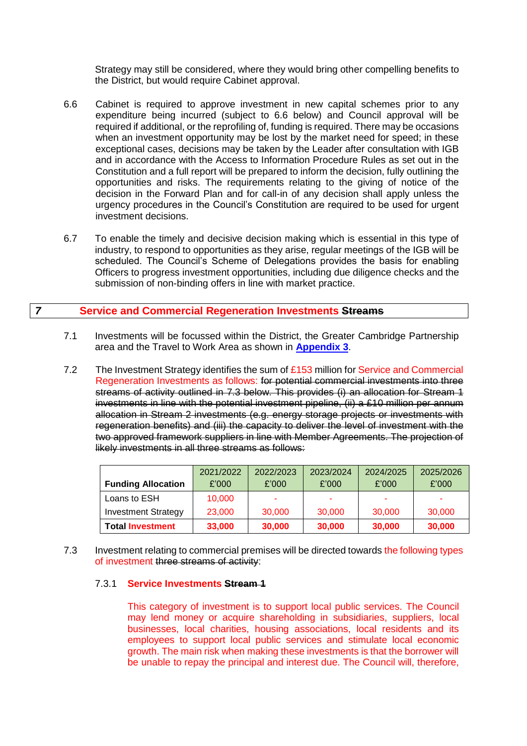Strategy may still be considered, where they would bring other compelling benefits to the District, but would require Cabinet approval.

6.6 Cabinet is required to approve investment in new capital schemes prior to any expenditure being incurred (subject to 6.6 below) and Council approval will be required if additional, or the reprofiling of, funding is required. There may be occasions when an investment opportunity may be lost by the market need for speed; in these exceptional cases, decisions may be taken by the Leader after consultation with IGB and in accordance with the Access to Information Procedure Rules as set out in the Constitution and a full report will be prepared to inform the decision, fully outlining the opportunities and risks. The requirements relating to the giving of notice of the decision in the Forward Plan and for call-in of any decision shall apply unless the urgency procedures in the Council's Constitution are required to be used for urgent investment decisions.

6.7 To enable the timely and decisive decision making which is essential in this type of industry, to respond to opportunities as they arise, regular meetings of the IGB will be scheduled. The Council's Scheme of Delegations provides the basis for enabling Officers to progress investment opportunities, including due diligence checks and the submission of non-binding offers in line with market practice.

## 7 Service and Commercial Regeneration Investments ~~Streams~~

7.1 Investments will be focussed within the District, the Greater Cambridge Partnership area and the Travel to Work Area as shown in **Appendix 3**.

7.2 The Investment Strategy identifies the sum of £153 million for Service and Commercial Regeneration Investments as follows: ~~for potential commercial investments into three streams of activity outlined in 7.3 below. This provides (i) an allocation for Stream 1 investments in line with the potential investment pipeline, (ii) a £10 million per annum allocation in Stream 2 investments (e.g. energy storage projects or investments with regeneration benefits) and (iii) the capacity to deliver the level of investment with the two approved framework suppliers in line with Member Agreements. The projection of likely investments in all three streams as follows:~~

| Funding Allocation | 2021/2022 £'000 | 2022/2023 £'000 | 2023/2024 £'000 | 2024/2025 £'000 | 2025/2026 £'000 |
|---|---|---|---|---|---|
| Loans to ESH | 10,000 | - | - | - | - |
| Investment Strategy | 23,000 | 30,000 | 30,000 | 30,000 | 30,000 |
| **Total Investment** | **33,000** | **30,000** | **30,000** | **30,000** | **30,000** |

7.3 Investment relating to commercial premises will be directed towards the following types of investment ~~three streams of activity~~:

### 7.3.1 Service Investments ~~Stream 1~~

This category of investment is to support local public services. The Council may lend money or acquire shareholding in subsidiaries, suppliers, local businesses, local charities, housing associations, local residents and its employees to support local public services and stimulate local economic growth. The main risk when making these investments is that the borrower will be unable to repay the principal and interest due. The Council will, therefore,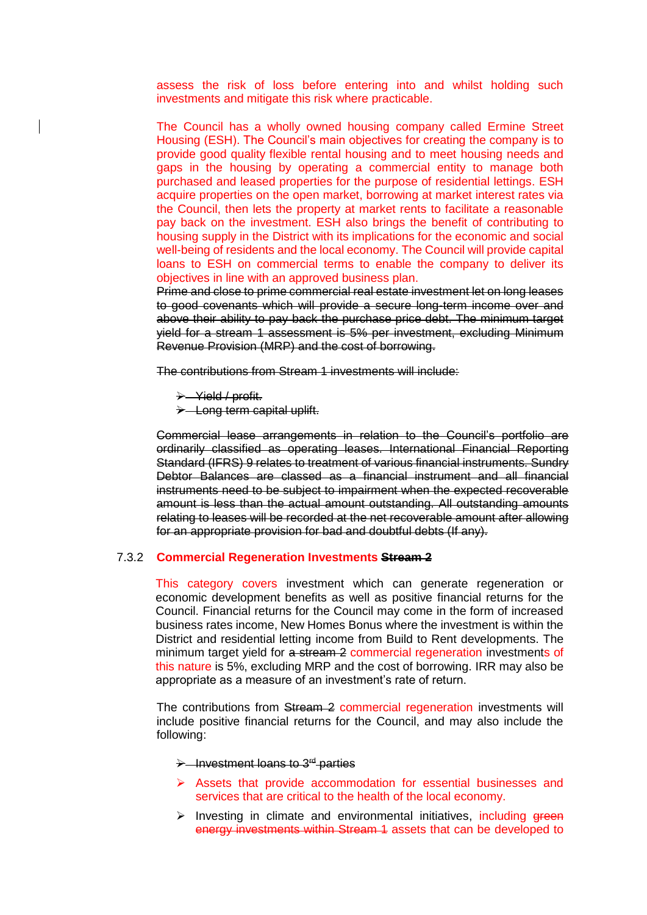assess the risk of loss before entering into and whilst holding such investments and mitigate this risk where practicable.

The Council has a wholly owned housing company called Ermine Street Housing (ESH). The Council's main objectives for creating the company is to provide good quality flexible rental housing and to meet housing needs and gaps in the housing by operating a commercial entity to manage both purchased and leased properties for the purpose of residential lettings. ESH acquire properties on the open market, borrowing at market interest rates via the Council, then lets the property at market rents to facilitate a reasonable pay back on the investment. ESH also brings the benefit of contributing to housing supply in the District with its implications for the economic and social well-being of residents and the local economy. The Council will provide capital loans to ESH on commercial terms to enable the company to deliver its objectives in line with an approved business plan.

~~Prime and close to prime commercial real estate investment let on long leases to good covenants which will provide a secure long-term income over and above their ability to pay back the purchase price debt. The minimum target yield for a stream 1 assessment is 5% per investment, excluding Minimum Revenue Provision (MRP) and the cost of borrowing.~~

~~The contributions from Stream 1 investments will include:~~

- ~~Yield / profit.~~
- ~~Long term capital uplift.~~

~~Commercial lease arrangements in relation to the Council's portfolio are ordinarily classified as operating leases. International Financial Reporting Standard (IFRS) 9 relates to treatment of various financial instruments. Sundry Debtor Balances are classed as a financial instrument and all financial instruments need to be subject to impairment when the expected recoverable amount is less than the actual amount outstanding. All outstanding amounts relating to leases will be recorded at the net recoverable amount after allowing for an appropriate provision for bad and doubtful debts (If any).~~

### 7.3.2 Commercial Regeneration Investments ~~Stream 2~~

This category covers investment which can generate regeneration or economic development benefits as well as positive financial returns for the Council. Financial returns for the Council may come in the form of increased business rates income, New Homes Bonus where the investment is within the District and residential letting income from Build to Rent developments. The minimum target yield for ~~a stream 2~~ commercial regeneration investments of this nature is 5%, excluding MRP and the cost of borrowing. IRR may also be appropriate as a measure of an investment's rate of return.

The contributions from ~~Stream 2~~ commercial regeneration investments will include positive financial returns for the Council, and may also include the following:

- ~~Investment loans to 3rd parties~~
- Assets that provide accommodation for essential businesses and services that are critical to the health of the local economy.
- Investing in climate and environmental initiatives, including ~~green energy investments within Stream 1~~ assets that can be developed to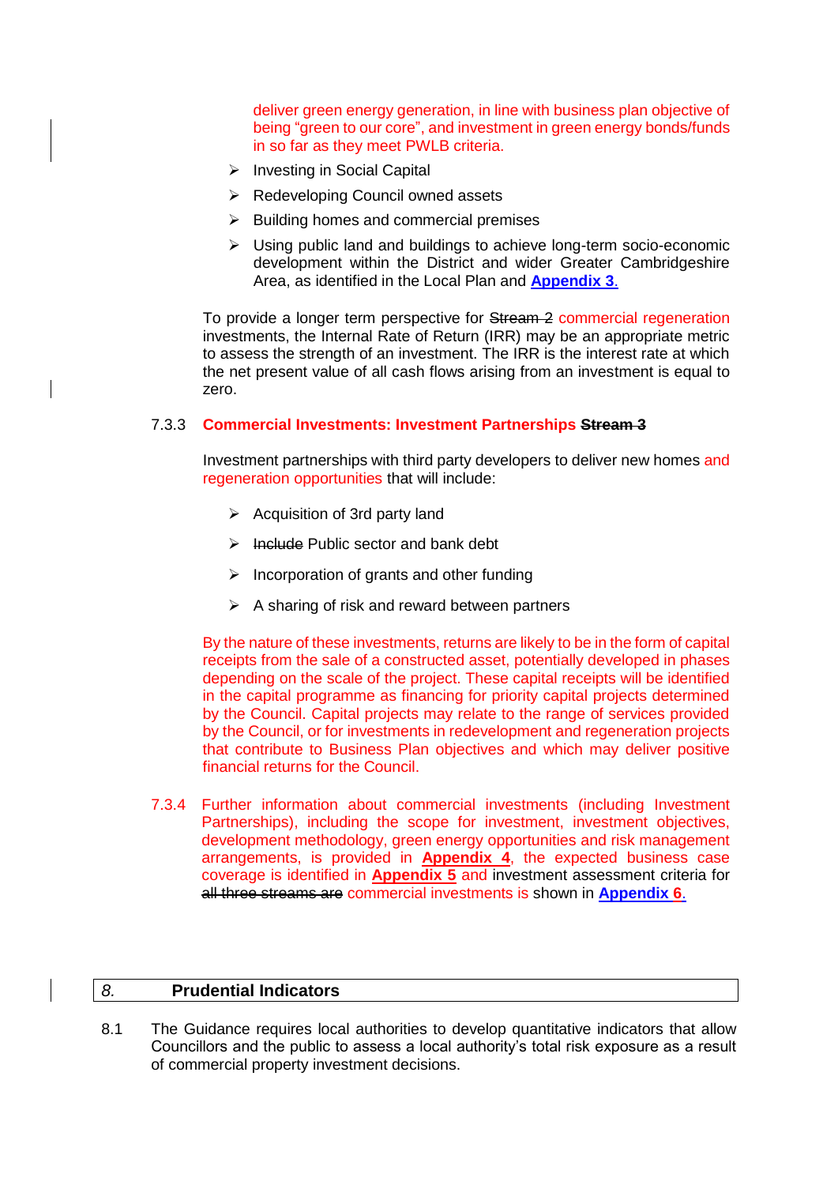deliver green energy generation, in line with business plan objective of being "green to our core", and investment in green energy bonds/funds in so far as they meet PWLB criteria.

- Investing in Social Capital
- Redeveloping Council owned assets
- Building homes and commercial premises
- Using public land and buildings to achieve long-term socio-economic development within the District and wider Greater Cambridgeshire Area, as identified in the Local Plan and **Appendix 3**.

To provide a longer term perspective for ~~Stream 2~~ commercial regeneration investments, the Internal Rate of Return (IRR) may be an appropriate metric to assess the strength of an investment. The IRR is the interest rate at which the net present value of all cash flows arising from an investment is equal to zero.

### 7.3.3 Commercial Investments: Investment Partnerships ~~Stream 3~~

Investment partnerships with third party developers to deliver new homes and regeneration opportunities that will include:

- Acquisition of 3rd party land
- ~~Include~~ Public sector and bank debt
- Incorporation of grants and other funding
- A sharing of risk and reward between partners

By the nature of these investments, returns are likely to be in the form of capital receipts from the sale of a constructed asset, potentially developed in phases depending on the scale of the project. These capital receipts will be identified in the capital programme as financing for priority capital projects determined by the Council. Capital projects may relate to the range of services provided by the Council, or for investments in redevelopment and regeneration projects that contribute to Business Plan objectives and which may deliver positive financial returns for the Council.

7.3.4 Further information about commercial investments (including Investment Partnerships), including the scope for investment, investment objectives, development methodology, green energy opportunities and risk management arrangements, is provided in **Appendix 4**, the expected business case coverage is identified in **Appendix 5** and investment assessment criteria for ~~all three streams are~~ commercial investments is shown in **Appendix 6**.

## 8. Prudential Indicators

8.1 The Guidance requires local authorities to develop quantitative indicators that allow Councillors and the public to assess a local authority's total risk exposure as a result of commercial property investment decisions.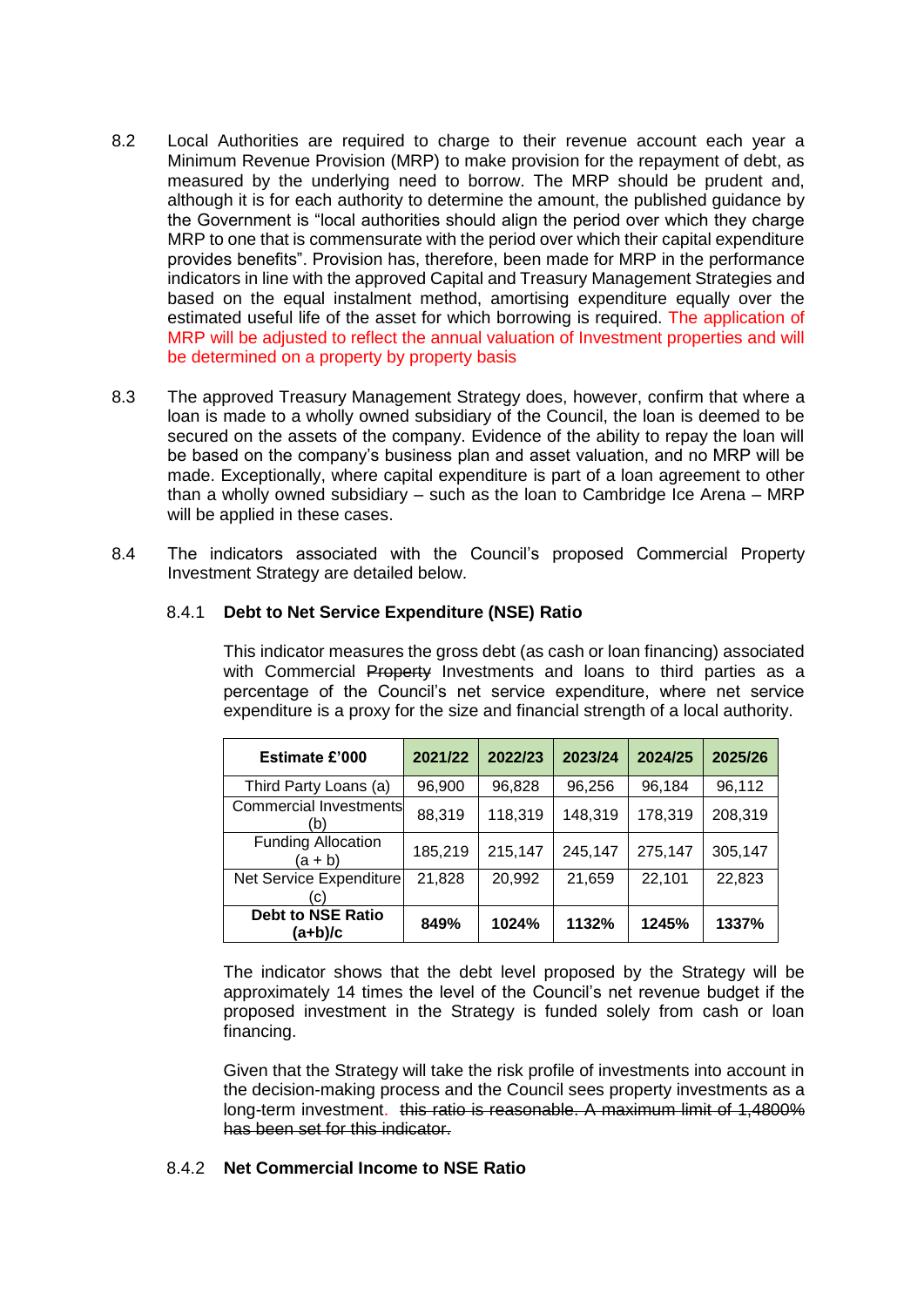8.2 Local Authorities are required to charge to their revenue account each year a Minimum Revenue Provision (MRP) to make provision for the repayment of debt, as measured by the underlying need to borrow. The MRP should be prudent and, although it is for each authority to determine the amount, the published guidance by the Government is "local authorities should align the period over which they charge MRP to one that is commensurate with the period over which their capital expenditure provides benefits". Provision has, therefore, been made for MRP in the performance indicators in line with the approved Capital and Treasury Management Strategies and based on the equal instalment method, amortising expenditure equally over the estimated useful life of the asset for which borrowing is required. The application of MRP will be adjusted to reflect the annual valuation of Investment properties and will be determined on a property by property basis

8.3 The approved Treasury Management Strategy does, however, confirm that where a loan is made to a wholly owned subsidiary of the Council, the loan is deemed to be secured on the assets of the company. Evidence of the ability to repay the loan will be based on the company's business plan and asset valuation, and no MRP will be made. Exceptionally, where capital expenditure is part of a loan agreement to other than a wholly owned subsidiary – such as the loan to Cambridge Ice Arena – MRP will be applied in these cases.

8.4 The indicators associated with the Council's proposed Commercial Property Investment Strategy are detailed below.

### 8.4.1 Debt to Net Service Expenditure (NSE) Ratio

This indicator measures the gross debt (as cash or loan financing) associated with Commercial ~~Property~~ Investments and loans to third parties as a percentage of the Council's net service expenditure, where net service expenditure is a proxy for the size and financial strength of a local authority.

| Estimate £'000 | 2021/22 | 2022/23 | 2023/24 | 2024/25 | 2025/26 |
|---|---|---|---|---|---|
| Third Party Loans (a) | 96,900 | 96,828 | 96,256 | 96,184 | 96,112 |
| Commercial Investments (b) | 88,319 | 118,319 | 148,319 | 178,319 | 208,319 |
| Funding Allocation (a + b) | 185,219 | 215,147 | 245,147 | 275,147 | 305,147 |
| Net Service Expenditure (c) | 21,828 | 20,992 | 21,659 | 22,101 | 22,823 |
| **Debt to NSE Ratio (a+b)/c** | **849%** | **1024%** | **1132%** | **1245%** | **1337%** |

The indicator shows that the debt level proposed by the Strategy will be approximately 14 times the level of the Council's net revenue budget if the proposed investment in the Strategy is funded solely from cash or loan financing.

Given that the Strategy will take the risk profile of investments into account in the decision-making process and the Council sees property investments as a long-term investment. ~~this ratio is reasonable. A maximum limit of 1,4800% has been set for this indicator.~~

### 8.4.2 Net Commercial Income to NSE Ratio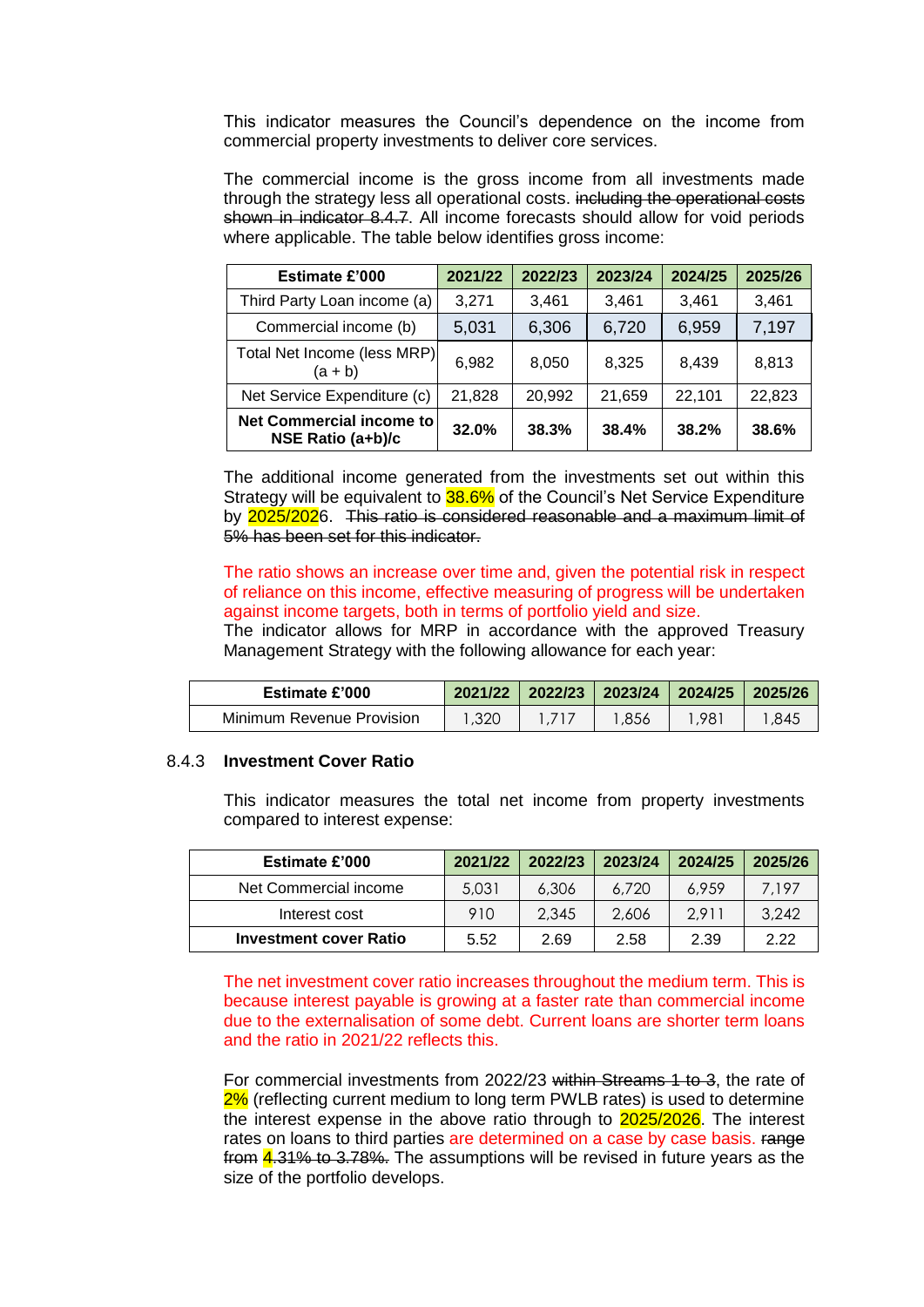This indicator measures the Council's dependence on the income from commercial property investments to deliver core services.

The commercial income is the gross income from all investments made through the strategy less all operational costs. ~~including the operational costs shown in indicator 8.4.7~~. All income forecasts should allow for void periods where applicable. The table below identifies gross income:

| Estimate £'000 | 2021/22 | 2022/23 | 2023/24 | 2024/25 | 2025/26 |
|---|---|---|---|---|---|
| Third Party Loan income (a) | 3,271 | 3,461 | 3,461 | 3,461 | 3,461 |
| Commercial income (b) | 5,031 | 6,306 | 6,720 | 6,959 | 7,197 |
| Total Net Income (less MRP) (a + b) | 6,982 | 8,050 | 8,325 | 8,439 | 8,813 |
| Net Service Expenditure (c) | 21,828 | 20,992 | 21,659 | 22,101 | 22,823 |
| **Net Commercial income to NSE Ratio (a+b)/c** | **32.0%** | **38.3%** | **38.4%** | **38.2%** | **38.6%** |

The additional income generated from the investments set out within this Strategy will be equivalent to 38.6% of the Council's Net Service Expenditure by 2025/2026. ~~This ratio is considered reasonable and a maximum limit of 5% has been set for this indicator.~~

The ratio shows an increase over time and, given the potential risk in respect of reliance on this income, effective measuring of progress will be undertaken against income targets, both in terms of portfolio yield and size.

The indicator allows for MRP in accordance with the approved Treasury Management Strategy with the following allowance for each year:

| Estimate £'000 | 2021/22 | 2022/23 | 2023/24 | 2024/25 | 2025/26 |
|---|---|---|---|---|---|
| Minimum Revenue Provision | 1,320 | 1,717 | 1,856 | 1,981 | 1,845 |

### 8.4.3 Investment Cover Ratio

This indicator measures the total net income from property investments compared to interest expense:

| Estimate £'000 | 2021/22 | 2022/23 | 2023/24 | 2024/25 | 2025/26 |
|---|---|---|---|---|---|
| Net Commercial income | 5,031 | 6,306 | 6,720 | 6,959 | 7,197 |
| Interest cost | 910 | 2,345 | 2,606 | 2,911 | 3,242 |
| **Investment cover Ratio** | 5.52 | 2.69 | 2.58 | 2.39 | 2.22 |

The net investment cover ratio increases throughout the medium term. This is because interest payable is growing at a faster rate than commercial income due to the externalisation of some debt. Current loans are shorter term loans and the ratio in 2021/22 reflects this.

For commercial investments from 2022/23 ~~within Streams 1 to 3~~, the rate of 2% (reflecting current medium to long term PWLB rates) is used to determine the interest expense in the above ratio through to 2025/2026. The interest rates on loans to third parties are determined on a case by case basis. ~~range from 4.31% to 3.78%.~~ The assumptions will be revised in future years as the size of the portfolio develops.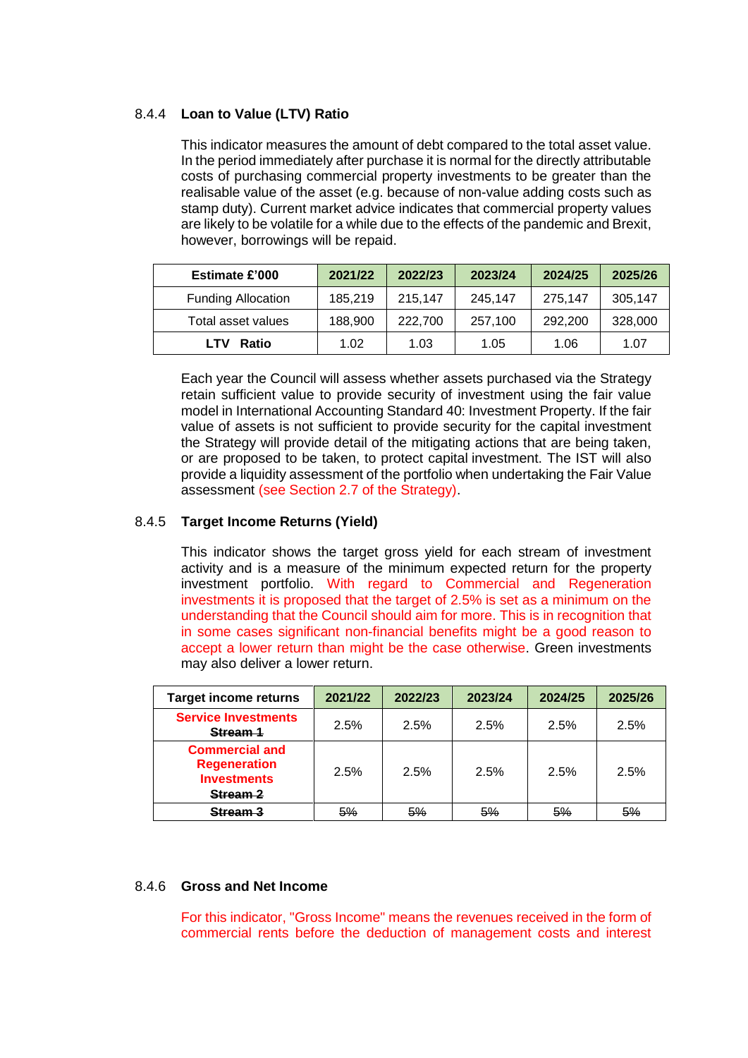### 8.4.4 Loan to Value (LTV) Ratio

This indicator measures the amount of debt compared to the total asset value. In the period immediately after purchase it is normal for the directly attributable costs of purchasing commercial property investments to be greater than the realisable value of the asset (e.g. because of non-value adding costs such as stamp duty). Current market advice indicates that commercial property values are likely to be volatile for a while due to the effects of the pandemic and Brexit, however, borrowings will be repaid.

| Estimate £'000 | 2021/22 | 2022/23 | 2023/24 | 2024/25 | 2025/26 |
|---|---|---|---|---|---|
| Funding Allocation | 185,219 | 215,147 | 245,147 | 275,147 | 305,147 |
| Total asset values | 188,900 | 222,700 | 257,100 | 292,200 | 328,000 |
| **LTV Ratio** | 1.02 | 1.03 | 1.05 | 1.06 | 1.07 |

Each year the Council will assess whether assets purchased via the Strategy retain sufficient value to provide security of investment using the fair value model in International Accounting Standard 40: Investment Property. If the fair value of assets is not sufficient to provide security for the capital investment the Strategy will provide detail of the mitigating actions that are being taken, or are proposed to be taken, to protect capital investment. The IST will also provide a liquidity assessment of the portfolio when undertaking the Fair Value assessment (see Section 2.7 of the Strategy).

### 8.4.5 Target Income Returns (Yield)

This indicator shows the target gross yield for each stream of investment activity and is a measure of the minimum expected return for the property investment portfolio. With regard to Commercial and Regeneration investments it is proposed that the target of 2.5% is set as a minimum on the understanding that the Council should aim for more. This is in recognition that in some cases significant non-financial benefits might be a good reason to accept a lower return than might be the case otherwise. Green investments may also deliver a lower return.

| Target income returns | 2021/22 | 2022/23 | 2023/24 | 2024/25 | 2025/26 |
|---|---|---|---|---|---|
| **Service Investments** ~~Stream 1~~ | 2.5% | 2.5% | 2.5% | 2.5% | 2.5% |
| **Commercial and Regeneration Investments** ~~Stream 2~~ | 2.5% | 2.5% | 2.5% | 2.5% | 2.5% |
| ~~Stream 3~~ | ~~5%~~ | ~~5%~~ | ~~5%~~ | ~~5%~~ | ~~5%~~ |

### 8.4.6 Gross and Net Income

For this indicator, "Gross Income" means the revenues received in the form of commercial rents before the deduction of management costs and interest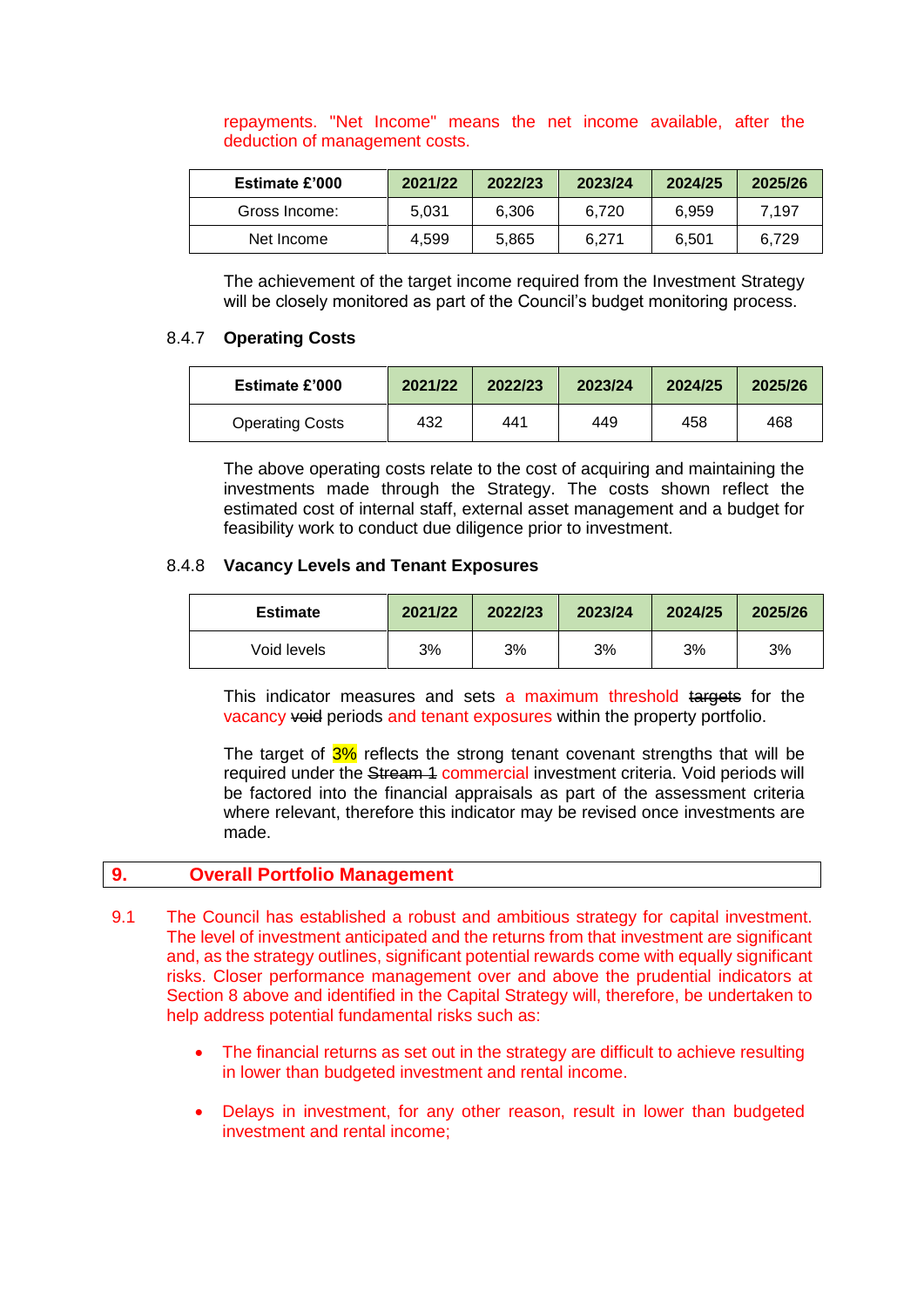repayments. "Net Income" means the net income available, after the deduction of management costs.

| Estimate £'000 | 2021/22 | 2022/23 | 2023/24 | 2024/25 | 2025/26 |
|---|---|---|---|---|---|
| Gross Income: | 5,031 | 6,306 | 6,720 | 6,959 | 7,197 |
| Net Income | 4,599 | 5,865 | 6,271 | 6,501 | 6,729 |

The achievement of the target income required from the Investment Strategy will be closely monitored as part of the Council's budget monitoring process.

### 8.4.7 Operating Costs

| Estimate £'000 | 2021/22 | 2022/23 | 2023/24 | 2024/25 | 2025/26 |
|---|---|---|---|---|---|
| Operating Costs | 432 | 441 | 449 | 458 | 468 |

The above operating costs relate to the cost of acquiring and maintaining the investments made through the Strategy. The costs shown reflect the estimated cost of internal staff, external asset management and a budget for feasibility work to conduct due diligence prior to investment.

### 8.4.8 Vacancy Levels and Tenant Exposures

| Estimate | 2021/22 | 2022/23 | 2023/24 | 2024/25 | 2025/26 |
|---|---|---|---|---|---|
| Void levels | 3% | 3% | 3% | 3% | 3% |

This indicator measures and sets a maximum threshold ~~targets~~ for the vacancy ~~void~~ periods and tenant exposures within the property portfolio.

The target of 3% reflects the strong tenant covenant strengths that will be required under the ~~Stream 1~~ commercial investment criteria. Void periods will be factored into the financial appraisals as part of the assessment criteria where relevant, therefore this indicator may be revised once investments are made.

## 9. Overall Portfolio Management

9.1 The Council has established a robust and ambitious strategy for capital investment. The level of investment anticipated and the returns from that investment are significant and, as the strategy outlines, significant potential rewards come with equally significant risks. Closer performance management over and above the prudential indicators at Section 8 above and identified in the Capital Strategy will, therefore, be undertaken to help address potential fundamental risks such as:

- The financial returns as set out in the strategy are difficult to achieve resulting in lower than budgeted investment and rental income.
- Delays in investment, for any other reason, result in lower than budgeted investment and rental income;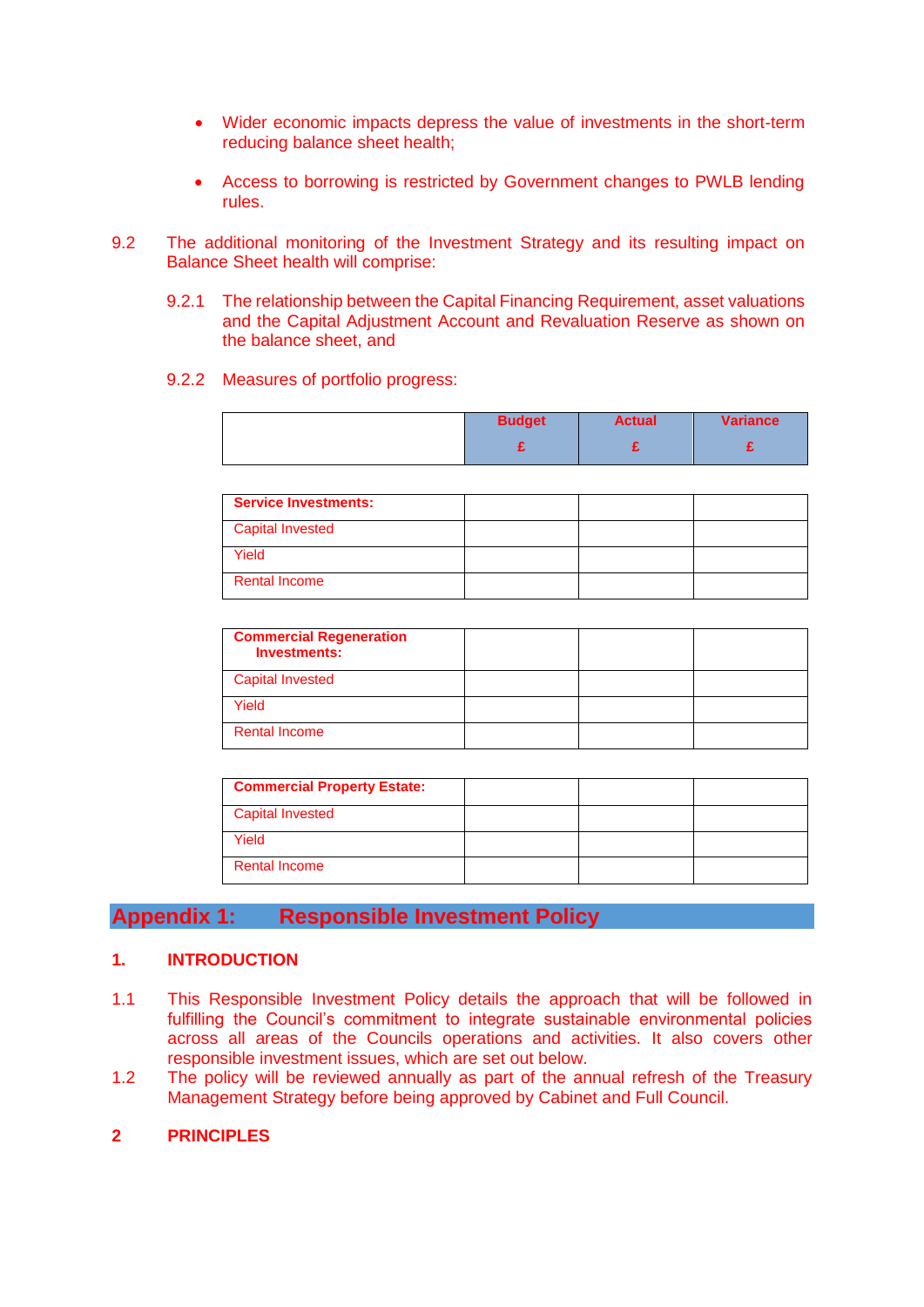- Wider economic impacts depress the value of investments in the short-term reducing balance sheet health;

- Access to borrowing is restricted by Government changes to PWLB lending rules.

9.2 The additional monitoring of the Investment Strategy and its resulting impact on Balance Sheet health will comprise:

9.2.1 The relationship between the Capital Financing Requirement, asset valuations and the Capital Adjustment Account and Revaluation Reserve as shown on the balance sheet, and

9.2.2 Measures of portfolio progress:

| | Budget £ | Actual £ | Variance £ |
|---|---|---|---|
| **Service Investments:** | | | |
| Capital Invested | | | |
| Yield | | | |
| Rental Income | | | |
| **Commercial Regeneration Investments:** | | | |
| Capital Invested | | | |
| Yield | | | |
| Rental Income | | | |
| **Commercial Property Estate:** | | | |
| Capital Invested | | | |
| Yield | | | |
| Rental Income | | | |

## Appendix 1: Responsible Investment Policy

### 1. INTRODUCTION

1.1 This Responsible Investment Policy details the approach that will be followed in fulfilling the Council's commitment to integrate sustainable environmental policies across all areas of the Councils operations and activities. It also covers other responsible investment issues, which are set out below.

1.2 The policy will be reviewed annually as part of the annual refresh of the Treasury Management Strategy before being approved by Cabinet and Full Council.

### 2 PRINCIPLES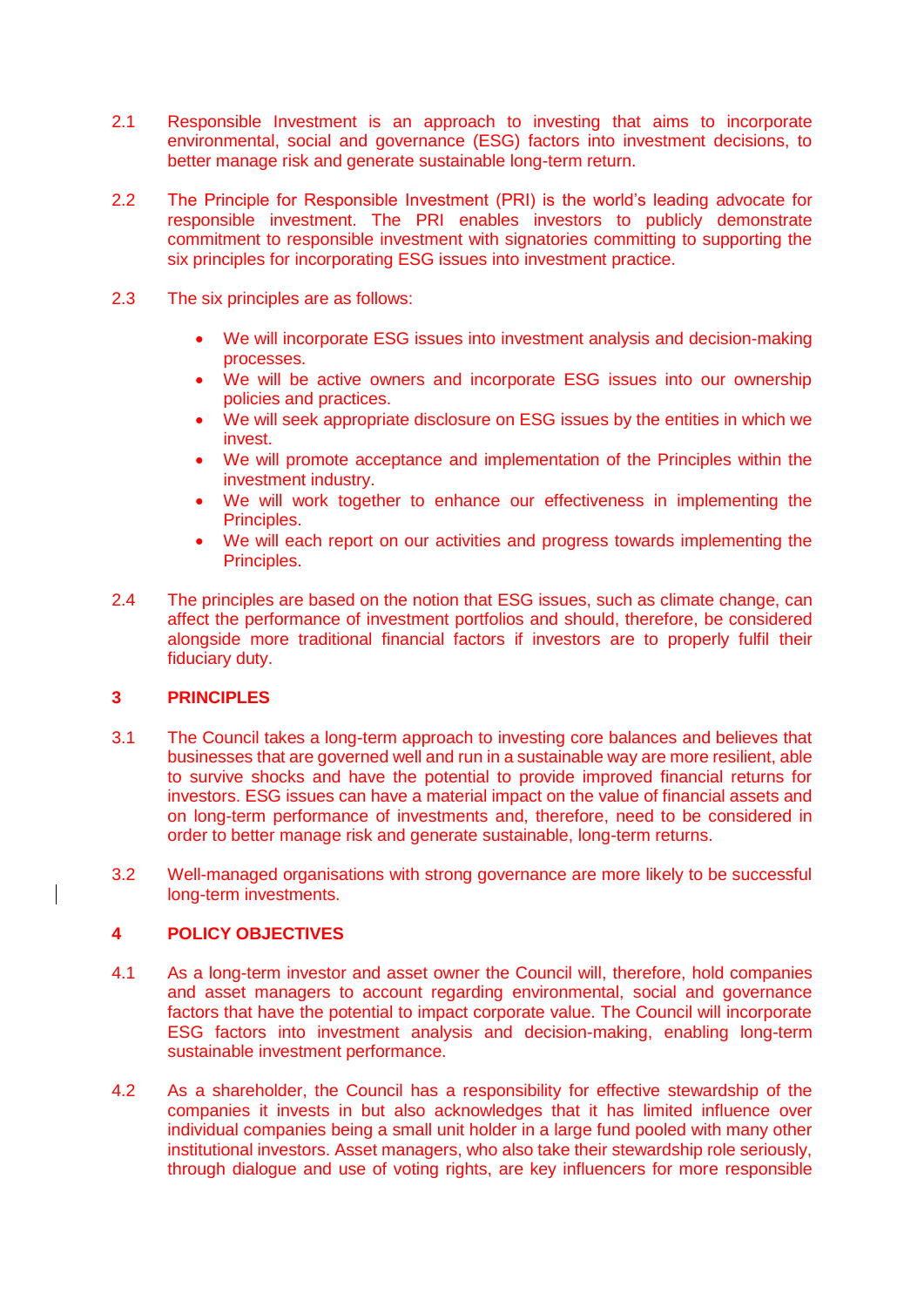2.1 Responsible Investment is an approach to investing that aims to incorporate environmental, social and governance (ESG) factors into investment decisions, to better manage risk and generate sustainable long-term return.

2.2 The Principle for Responsible Investment (PRI) is the world's leading advocate for responsible investment. The PRI enables investors to publicly demonstrate commitment to responsible investment with signatories committing to supporting the six principles for incorporating ESG issues into investment practice.

2.3 The six principles are as follows:

- We will incorporate ESG issues into investment analysis and decision-making processes.
- We will be active owners and incorporate ESG issues into our ownership policies and practices.
- We will seek appropriate disclosure on ESG issues by the entities in which we invest.
- We will promote acceptance and implementation of the Principles within the investment industry.
- We will work together to enhance our effectiveness in implementing the Principles.
- We will each report on our activities and progress towards implementing the Principles.

2.4 The principles are based on the notion that ESG issues, such as climate change, can affect the performance of investment portfolios and should, therefore, be considered alongside more traditional financial factors if investors are to properly fulfil their fiduciary duty.

## 3 PRINCIPLES

3.1 The Council takes a long-term approach to investing core balances and believes that businesses that are governed well and run in a sustainable way are more resilient, able to survive shocks and have the potential to provide improved financial returns for investors. ESG issues can have a material impact on the value of financial assets and on long-term performance of investments and, therefore, need to be considered in order to better manage risk and generate sustainable, long-term returns.

3.2 Well-managed organisations with strong governance are more likely to be successful long-term investments.

## 4 POLICY OBJECTIVES

4.1 As a long-term investor and asset owner the Council will, therefore, hold companies and asset managers to account regarding environmental, social and governance factors that have the potential to impact corporate value. The Council will incorporate ESG factors into investment analysis and decision-making, enabling long-term sustainable investment performance.

4.2 As a shareholder, the Council has a responsibility for effective stewardship of the companies it invests in but also acknowledges that it has limited influence over individual companies being a small unit holder in a large fund pooled with many other institutional investors. Asset managers, who also take their stewardship role seriously, through dialogue and use of voting rights, are key influencers for more responsible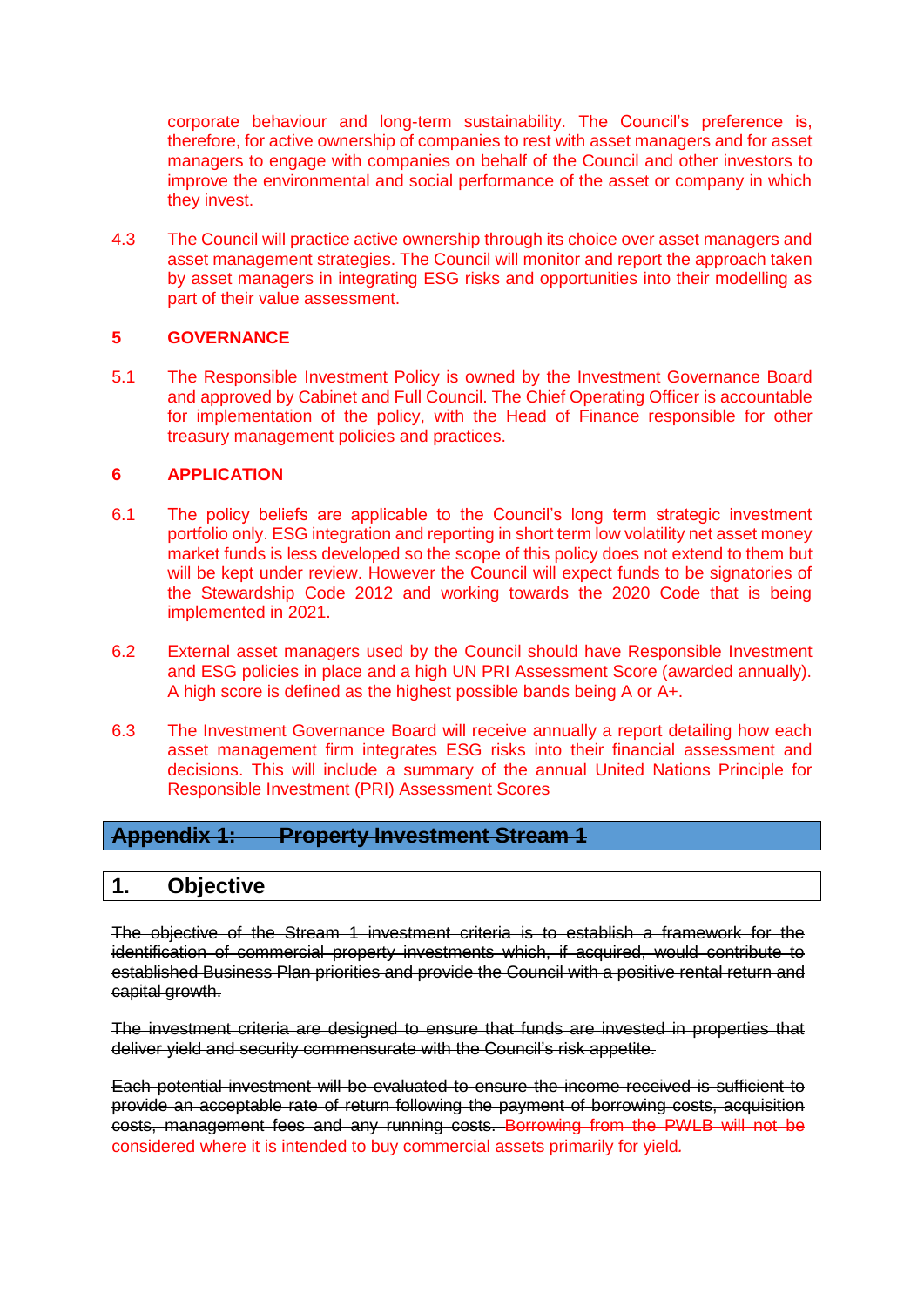corporate behaviour and long-term sustainability. The Council's preference is, therefore, for active ownership of companies to rest with asset managers and for asset managers to engage with companies on behalf of the Council and other investors to improve the environmental and social performance of the asset or company in which they invest.

4.3 The Council will practice active ownership through its choice over asset managers and asset management strategies. The Council will monitor and report the approach taken by asset managers in integrating ESG risks and opportunities into their modelling as part of their value assessment.

## 5 GOVERNANCE

5.1 The Responsible Investment Policy is owned by the Investment Governance Board and approved by Cabinet and Full Council. The Chief Operating Officer is accountable for implementation of the policy, with the Head of Finance responsible for other treasury management policies and practices.

## 6 APPLICATION

6.1 The policy beliefs are applicable to the Council's long term strategic investment portfolio only. ESG integration and reporting in short term low volatility net asset money market funds is less developed so the scope of this policy does not extend to them but will be kept under review. However the Council will expect funds to be signatories of the Stewardship Code 2012 and working towards the 2020 Code that is being implemented in 2021.

6.2 External asset managers used by the Council should have Responsible Investment and ESG policies in place and a high UN PRI Assessment Score (awarded annually). A high score is defined as the highest possible bands being A or A+.

6.3 The Investment Governance Board will receive annually a report detailing how each asset management firm integrates ESG risks into their financial assessment and decisions. This will include a summary of the annual United Nations Principle for Responsible Investment (PRI) Assessment Scores

## ~~Appendix 1: Property Investment Stream 1~~

## 1. Objective

~~The objective of the Stream 1 investment criteria is to establish a framework for the identification of commercial property investments which, if acquired, would contribute to established Business Plan priorities and provide the Council with a positive rental return and capital growth.~~

~~The investment criteria are designed to ensure that funds are invested in properties that deliver yield and security commensurate with the Council's risk appetite.~~

~~Each potential investment will be evaluated to ensure the income received is sufficient to provide an acceptable rate of return following the payment of borrowing costs, acquisition costs, management fees and any running costs. Borrowing from the PWLB will not be considered where it is intended to buy commercial assets primarily for yield.~~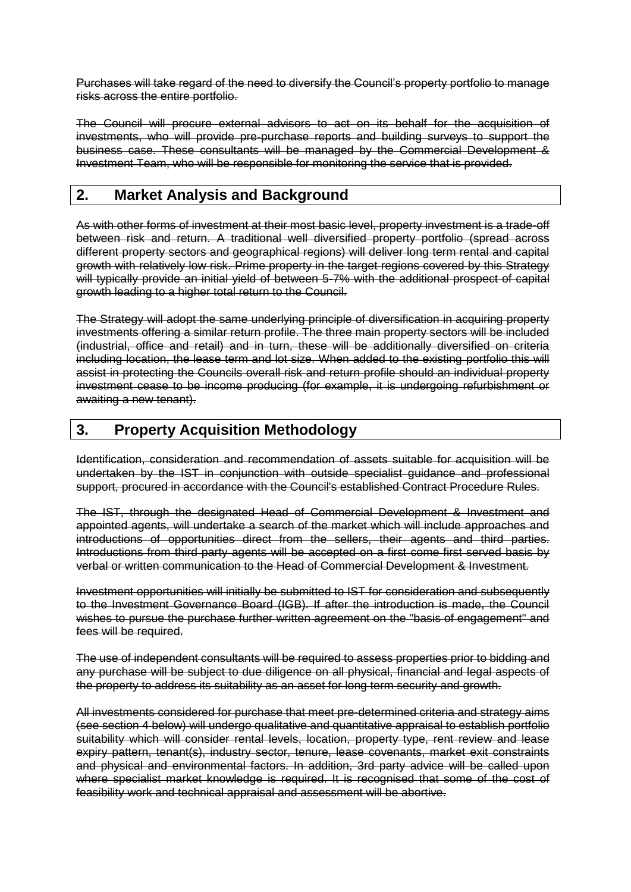~~Purchases will take regard of the need to diversify the Council's property portfolio to manage risks across the entire portfolio.~~

~~The Council will procure external advisors to act on its behalf for the acquisition of investments, who will provide pre-purchase reports and building surveys to support the business case. These consultants will be managed by the Commercial Development & Investment Team, who will be responsible for monitoring the service that is provided.~~

## 2. Market Analysis and Background

~~As with other forms of investment at their most basic level, property investment is a trade-off between risk and return. A traditional well diversified property portfolio (spread across different property sectors and geographical regions) will deliver long term rental and capital growth with relatively low risk. Prime property in the target regions covered by this Strategy will typically provide an initial yield of between 5-7% with the additional prospect of capital growth leading to a higher total return to the Council.~~

~~The Strategy will adopt the same underlying principle of diversification in acquiring property investments offering a similar return profile. The three main property sectors will be included (industrial, office and retail) and in turn, these will be additionally diversified on criteria including location, the lease term and lot size. When added to the existing portfolio this will assist in protecting the Councils overall risk and return profile should an individual property investment cease to be income producing (for example, it is undergoing refurbishment or awaiting a new tenant).~~

## 3. Property Acquisition Methodology

~~Identification, consideration and recommendation of assets suitable for acquisition will be undertaken by the IST in conjunction with outside specialist guidance and professional support, procured in accordance with the Council's established Contract Procedure Rules.~~

~~The IST, through the designated Head of Commercial Development & Investment and appointed agents, will undertake a search of the market which will include approaches and introductions of opportunities direct from the sellers, their agents and third parties. Introductions from third party agents will be accepted on a first come first served basis by verbal or written communication to the Head of Commercial Development & Investment.~~

~~Investment opportunities will initially be submitted to IST for consideration and subsequently to the Investment Governance Board (IGB). If after the introduction is made, the Council wishes to pursue the purchase further written agreement on the "basis of engagement" and fees will be required.~~

~~The use of independent consultants will be required to assess properties prior to bidding and any purchase will be subject to due diligence on all physical, financial and legal aspects of the property to address its suitability as an asset for long term security and growth.~~

~~All investments considered for purchase that meet pre-determined criteria and strategy aims (see section 4 below) will undergo qualitative and quantitative appraisal to establish portfolio suitability which will consider rental levels, location, property type, rent review and lease expiry pattern, tenant(s), industry sector, tenure, lease covenants, market exit constraints and physical and environmental factors. In addition, 3rd party advice will be called upon where specialist market knowledge is required. It is recognised that some of the cost of feasibility work and technical appraisal and assessment will be abortive.~~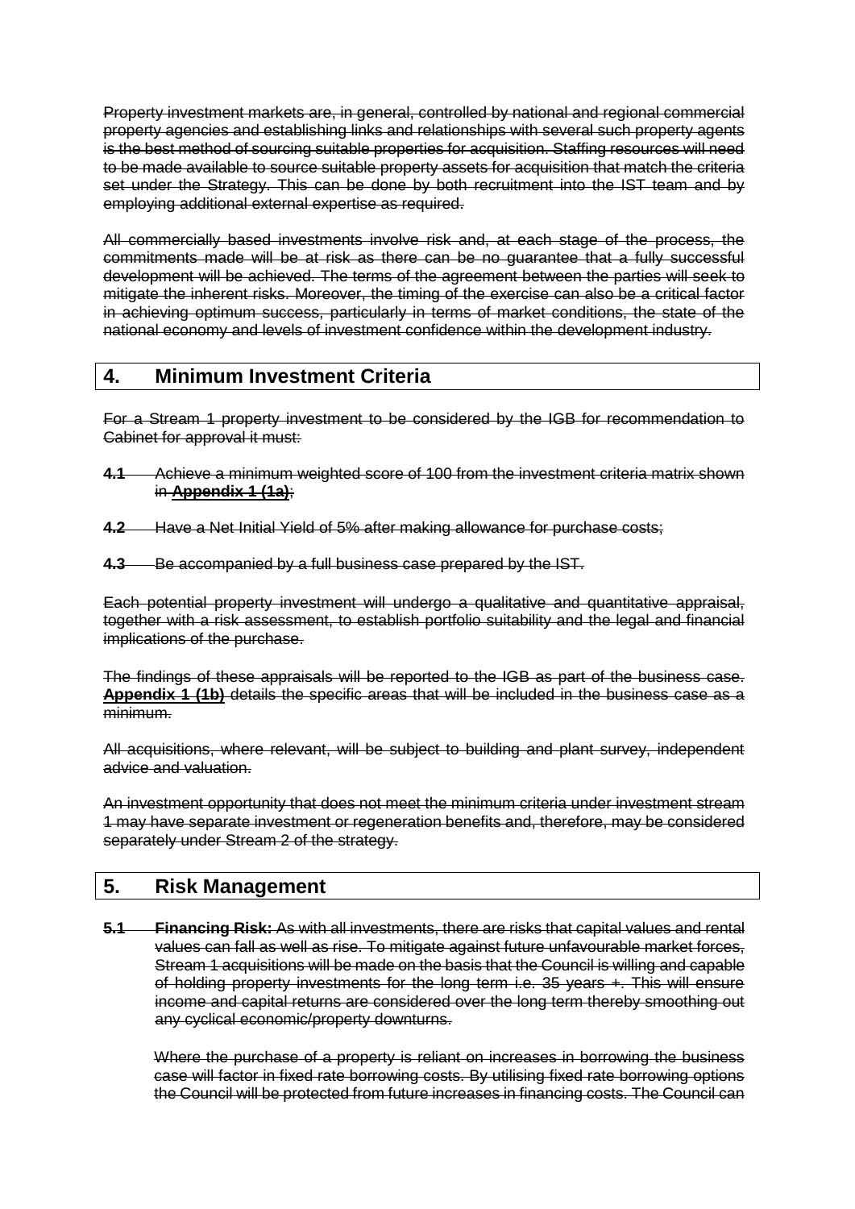~~Property investment markets are, in general, controlled by national and regional commercial property agencies and establishing links and relationships with several such property agents is the best method of sourcing suitable properties for acquisition. Staffing resources will need to be made available to source suitable property assets for acquisition that match the criteria set under the Strategy. This can be done by both recruitment into the IST team and by employing additional external expertise as required.~~

~~All commercially based investments involve risk and, at each stage of the process, the commitments made will be at risk as there can be no guarantee that a fully successful development will be achieved. The terms of the agreement between the parties will seek to mitigate the inherent risks. Moreover, the timing of the exercise can also be a critical factor in achieving optimum success, particularly in terms of market conditions, the state of the national economy and levels of investment confidence within the development industry.~~

## 4. Minimum Investment Criteria

~~For a Stream 1 property investment to be considered by the IGB for recommendation to Cabinet for approval it must:~~

~~**4.1** Achieve a minimum weighted score of 100 from the investment criteria matrix shown in **Appendix 1 (1a)**;~~

~~**4.2** Have a Net Initial Yield of 5% after making allowance for purchase costs;~~

~~**4.3** Be accompanied by a full business case prepared by the IST.~~

~~Each potential property investment will undergo a qualitative and quantitative appraisal, together with a risk assessment, to establish portfolio suitability and the legal and financial implications of the purchase.~~

~~The findings of these appraisals will be reported to the IGB as part of the business case. **Appendix 1 (1b)** details the specific areas that will be included in the business case as a minimum.~~

~~All acquisitions, where relevant, will be subject to building and plant survey, independent advice and valuation.~~

~~An investment opportunity that does not meet the minimum criteria under investment stream 1 may have separate investment or regeneration benefits and, therefore, may be considered separately under Stream 2 of the strategy.~~

## 5. Risk Management

~~**5.1** **Financing Risk:** As with all investments, there are risks that capital values and rental values can fall as well as rise. To mitigate against future unfavourable market forces, Stream 1 acquisitions will be made on the basis that the Council is willing and capable of holding property investments for the long term i.e. 35 years +. This will ensure income and capital returns are considered over the long term thereby smoothing out any cyclical economic/property downturns.~~

~~Where the purchase of a property is reliant on increases in borrowing the business case will factor in fixed rate borrowing costs. By utilising fixed rate borrowing options the Council will be protected from future increases in financing costs. The Council can~~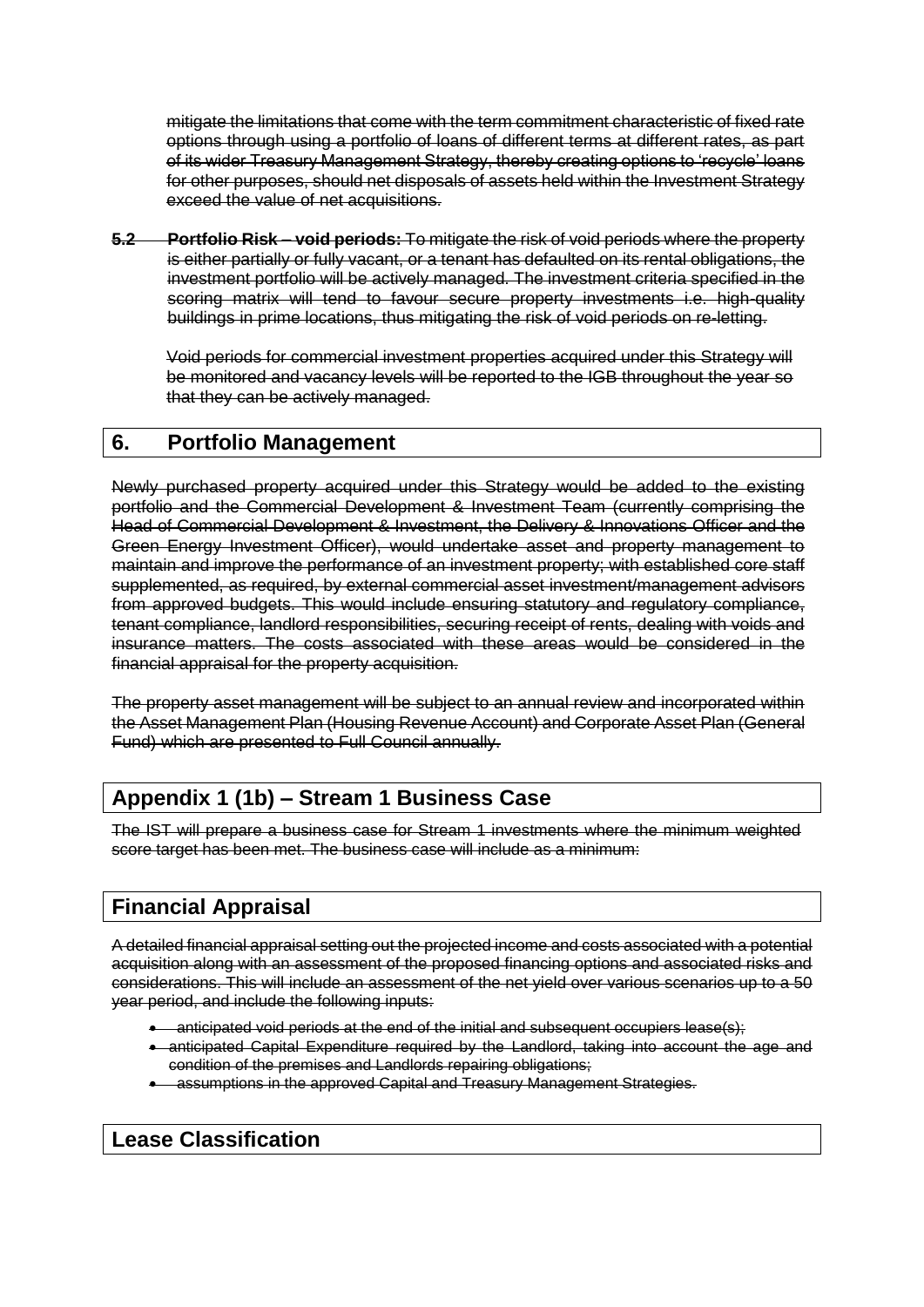mitigate the limitations that come with the term commitment characteristic of fixed rate options through using a portfolio of loans of different terms at different rates, as part of its wider Treasury Management Strategy, thereby creating options to 'recycle' loans for other purposes, should net disposals of assets held within the Investment Strategy exceed the value of net acquisitions.

**5.2 Portfolio Risk – void periods:** To mitigate the risk of void periods where the property is either partially or fully vacant, or a tenant has defaulted on its rental obligations, the investment portfolio will be actively managed. The investment criteria specified in the scoring matrix will tend to favour secure property investments i.e. high-quality buildings in prime locations, thus mitigating the risk of void periods on re-letting.

Void periods for commercial investment properties acquired under this Strategy will be monitored and vacancy levels will be reported to the IGB throughout the year so that they can be actively managed.

## 6. Portfolio Management

Newly purchased property acquired under this Strategy would be added to the existing portfolio and the Commercial Development & Investment Team (currently comprising the Head of Commercial Development & Investment, the Delivery & Innovations Officer and the Green Energy Investment Officer), would undertake asset and property management to maintain and improve the performance of an investment property; with established core staff supplemented, as required, by external commercial asset investment/management advisors from approved budgets. This would include ensuring statutory and regulatory compliance, tenant compliance, landlord responsibilities, securing receipt of rents, dealing with voids and insurance matters. The costs associated with these areas would be considered in the financial appraisal for the property acquisition.

The property asset management will be subject to an annual review and incorporated within the Asset Management Plan (Housing Revenue Account) and Corporate Asset Plan (General Fund) which are presented to Full Council annually.

## Appendix 1 (1b) – Stream 1 Business Case

The IST will prepare a business case for Stream 1 investments where the minimum weighted score target has been met. The business case will include as a minimum:

## Financial Appraisal

A detailed financial appraisal setting out the projected income and costs associated with a potential acquisition along with an assessment of the proposed financing options and associated risks and considerations. This will include an assessment of the net yield over various scenarios up to a 50 year period, and include the following inputs:

- anticipated void periods at the end of the initial and subsequent occupiers lease(s);
- anticipated Capital Expenditure required by the Landlord, taking into account the age and condition of the premises and Landlords repairing obligations;
- assumptions in the approved Capital and Treasury Management Strategies.

## Lease Classification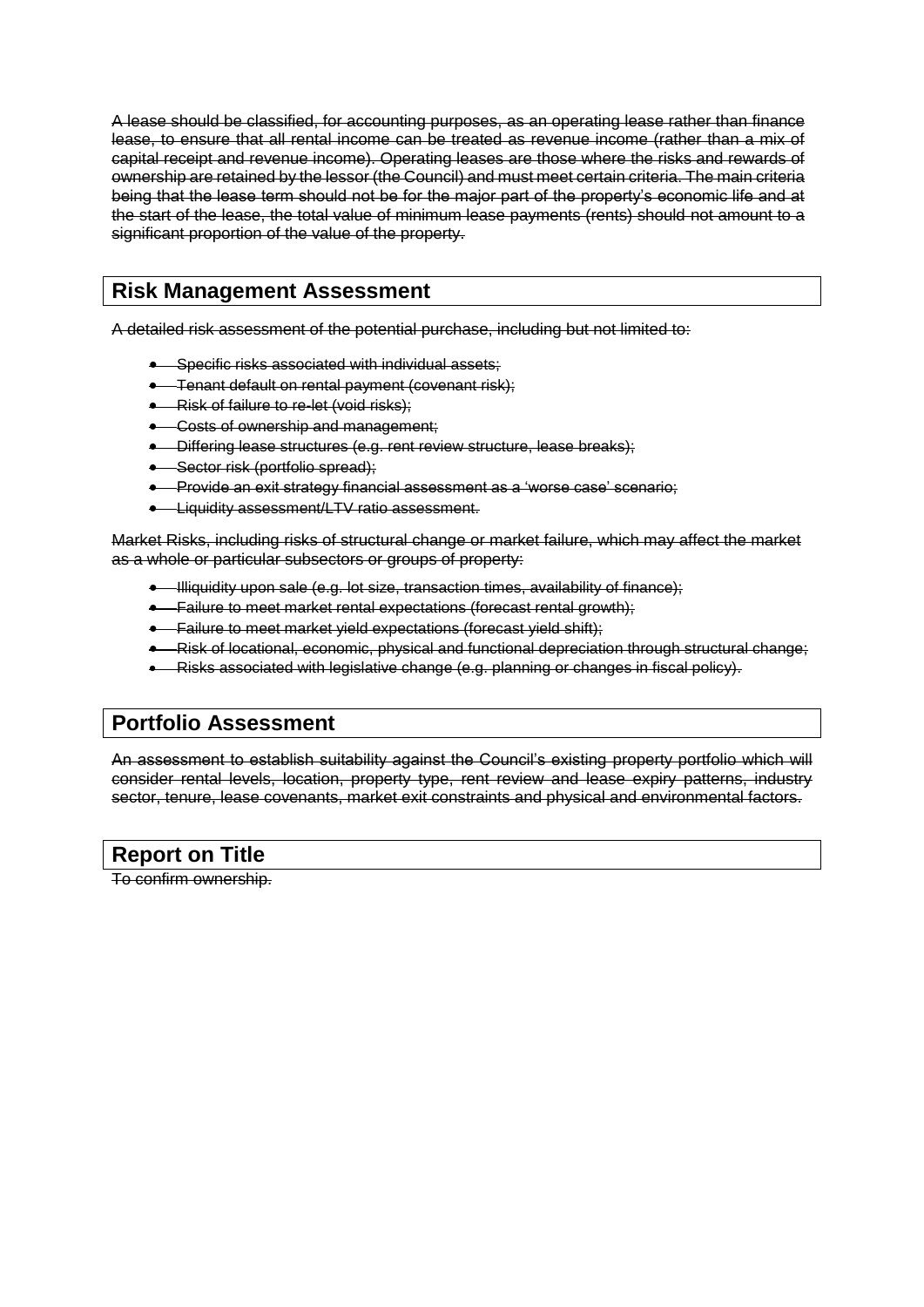~~A lease should be classified, for accounting purposes, as an operating lease rather than finance lease, to ensure that all rental income can be treated as revenue income (rather than a mix of capital receipt and revenue income). Operating leases are those where the risks and rewards of ownership are retained by the lessor (the Council) and must meet certain criteria. The main criteria being that the lease term should not be for the major part of the property's economic life and at the start of the lease, the total value of minimum lease payments (rents) should not amount to a significant proportion of the value of the property.~~

## Risk Management Assessment

~~A detailed risk assessment of the potential purchase, including but not limited to:~~

- ~~Specific risks associated with individual assets;~~
- ~~Tenant default on rental payment (covenant risk);~~
- ~~Risk of failure to re-let (void risks);~~
- ~~Costs of ownership and management;~~
- ~~Differing lease structures (e.g. rent review structure, lease breaks);~~
- ~~Sector risk (portfolio spread);~~
- ~~Provide an exit strategy financial assessment as a 'worse case' scenario;~~
- ~~Liquidity assessment/LTV ratio assessment.~~

~~Market Risks, including risks of structural change or market failure, which may affect the market as a whole or particular subsectors or groups of property:~~

- ~~Illiquidity upon sale (e.g. lot size, transaction times, availability of finance);~~
- ~~Failure to meet market rental expectations (forecast rental growth);~~
- ~~Failure to meet market yield expectations (forecast yield shift);~~
- ~~Risk of locational, economic, physical and functional depreciation through structural change;~~
- ~~Risks associated with legislative change (e.g. planning or changes in fiscal policy).~~

## Portfolio Assessment

~~An assessment to establish suitability against the Council's existing property portfolio which will consider rental levels, location, property type, rent review and lease expiry patterns, industry sector, tenure, lease covenants, market exit constraints and physical and environmental factors.~~

## Report on Title

~~To confirm ownership.~~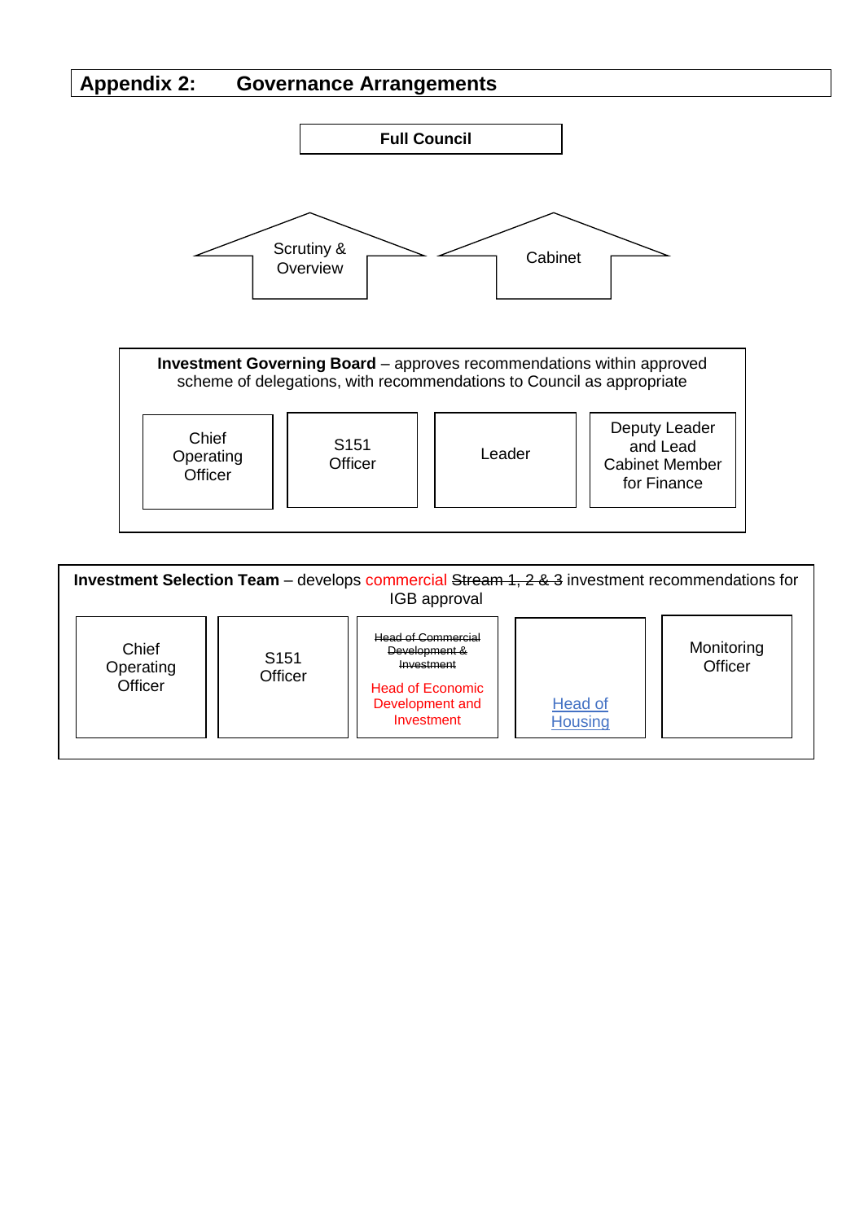## Appendix 2: Governance Arrangements

**Full Council**

Scrutiny & Overview

Cabinet

**Investment Governing Board** – approves recommendations within approved scheme of delegations, with recommendations to Council as appropriate

Chief Operating Officer

S151 Officer

Leader

Deputy Leader and Lead Cabinet Member for Finance

**Investment Selection Team** – develops commercial ~~Stream 1, 2 & 3~~ investment recommendations for IGB approval

Chief Operating Officer

S151 Officer

~~Head of Commercial Development & Investment~~

Head of Economic Development and Investment

Head of Housing

Monitoring Officer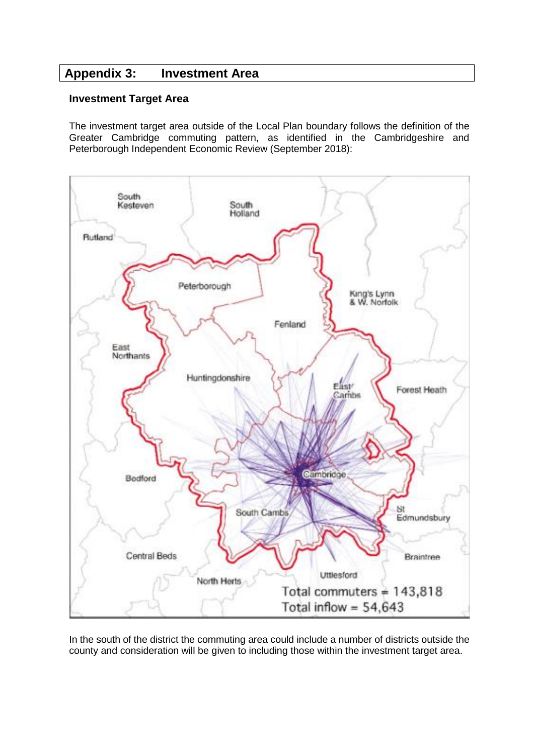## Appendix 3: Investment Area

### Investment Target Area

The investment target area outside of the Local Plan boundary follows the definition of the Greater Cambridge commuting pattern, as identified in the Cambridgeshire and Peterborough Independent Economic Review (September 2018):

South Kesteven
South Holland
Rutland
Peterborough
King's Lynn & W. Norfolk
Fenland
East Northants
Huntingdonshire
East Cambs
Forest Heath
Cambridge
Bedford
South Cambs
St Edmundsbury
Central Beds
Braintree
Uttlesford
North Herts
Total commuters = 143,818
Total inflow = 54,643

In the south of the district the commuting area could include a number of districts outside the county and consideration will be given to including those within the investment target area.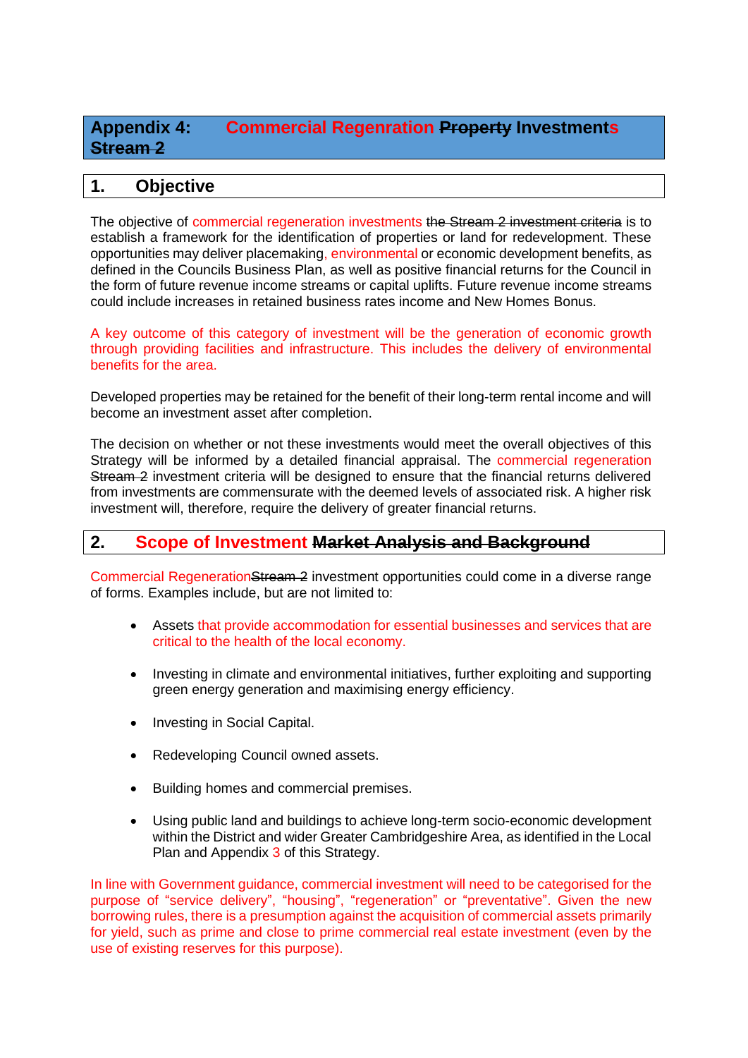# Appendix 4: Commercial Regenration ~~Property~~ Investments ~~Stream 2~~

## 1. Objective

The objective of commercial regeneration investments ~~the Stream 2 investment criteria~~ is to establish a framework for the identification of properties or land for redevelopment. These opportunities may deliver placemaking, environmental or economic development benefits, as defined in the Councils Business Plan, as well as positive financial returns for the Council in the form of future revenue income streams or capital uplifts. Future revenue income streams could include increases in retained business rates income and New Homes Bonus.

A key outcome of this category of investment will be the generation of economic growth through providing facilities and infrastructure. This includes the delivery of environmental benefits for the area.

Developed properties may be retained for the benefit of their long-term rental income and will become an investment asset after completion.

The decision on whether or not these investments would meet the overall objectives of this Strategy will be informed by a detailed financial appraisal. The commercial regeneration ~~Stream 2~~ investment criteria will be designed to ensure that the financial returns delivered from investments are commensurate with the deemed levels of associated risk. A higher risk investment will, therefore, require the delivery of greater financial returns.

## 2. Scope of Investment ~~Market Analysis and Background~~

Commercial Regeneration~~Stream 2~~ investment opportunities could come in a diverse range of forms. Examples include, but are not limited to:

- Assets that provide accommodation for essential businesses and services that are critical to the health of the local economy.
- Investing in climate and environmental initiatives, further exploiting and supporting green energy generation and maximising energy efficiency.
- Investing in Social Capital.
- Redeveloping Council owned assets.
- Building homes and commercial premises.
- Using public land and buildings to achieve long-term socio-economic development within the District and wider Greater Cambridgeshire Area, as identified in the Local Plan and Appendix 3 of this Strategy.

In line with Government guidance, commercial investment will need to be categorised for the purpose of "service delivery", "housing", "regeneration" or "preventative". Given the new borrowing rules, there is a presumption against the acquisition of commercial assets primarily for yield, such as prime and close to prime commercial real estate investment (even by the use of existing reserves for this purpose).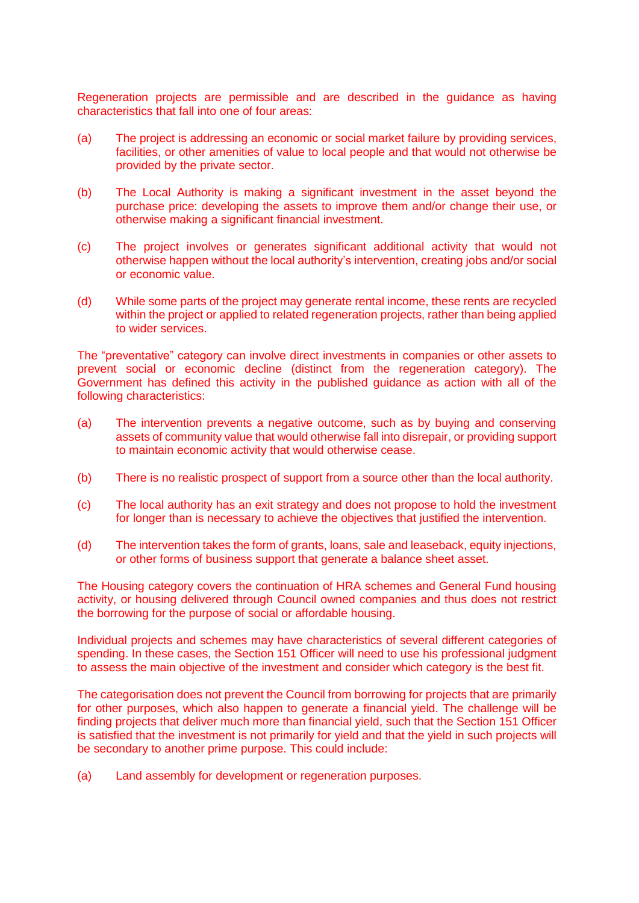Regeneration projects are permissible and are described in the guidance as having characteristics that fall into one of four areas:

(a) The project is addressing an economic or social market failure by providing services, facilities, or other amenities of value to local people and that would not otherwise be provided by the private sector.

(b) The Local Authority is making a significant investment in the asset beyond the purchase price: developing the assets to improve them and/or change their use, or otherwise making a significant financial investment.

(c) The project involves or generates significant additional activity that would not otherwise happen without the local authority's intervention, creating jobs and/or social or economic value.

(d) While some parts of the project may generate rental income, these rents are recycled within the project or applied to related regeneration projects, rather than being applied to wider services.

The "preventative" category can involve direct investments in companies or other assets to prevent social or economic decline (distinct from the regeneration category). The Government has defined this activity in the published guidance as action with all of the following characteristics:

(a) The intervention prevents a negative outcome, such as by buying and conserving assets of community value that would otherwise fall into disrepair, or providing support to maintain economic activity that would otherwise cease.

(b) There is no realistic prospect of support from a source other than the local authority.

(c) The local authority has an exit strategy and does not propose to hold the investment for longer than is necessary to achieve the objectives that justified the intervention.

(d) The intervention takes the form of grants, loans, sale and leaseback, equity injections, or other forms of business support that generate a balance sheet asset.

The Housing category covers the continuation of HRA schemes and General Fund housing activity, or housing delivered through Council owned companies and thus does not restrict the borrowing for the purpose of social or affordable housing.

Individual projects and schemes may have characteristics of several different categories of spending. In these cases, the Section 151 Officer will need to use his professional judgment to assess the main objective of the investment and consider which category is the best fit.

The categorisation does not prevent the Council from borrowing for projects that are primarily for other purposes, which also happen to generate a financial yield. The challenge will be finding projects that deliver much more than financial yield, such that the Section 151 Officer is satisfied that the investment is not primarily for yield and that the yield in such projects will be secondary to another prime purpose. This could include:

(a) Land assembly for development or regeneration purposes.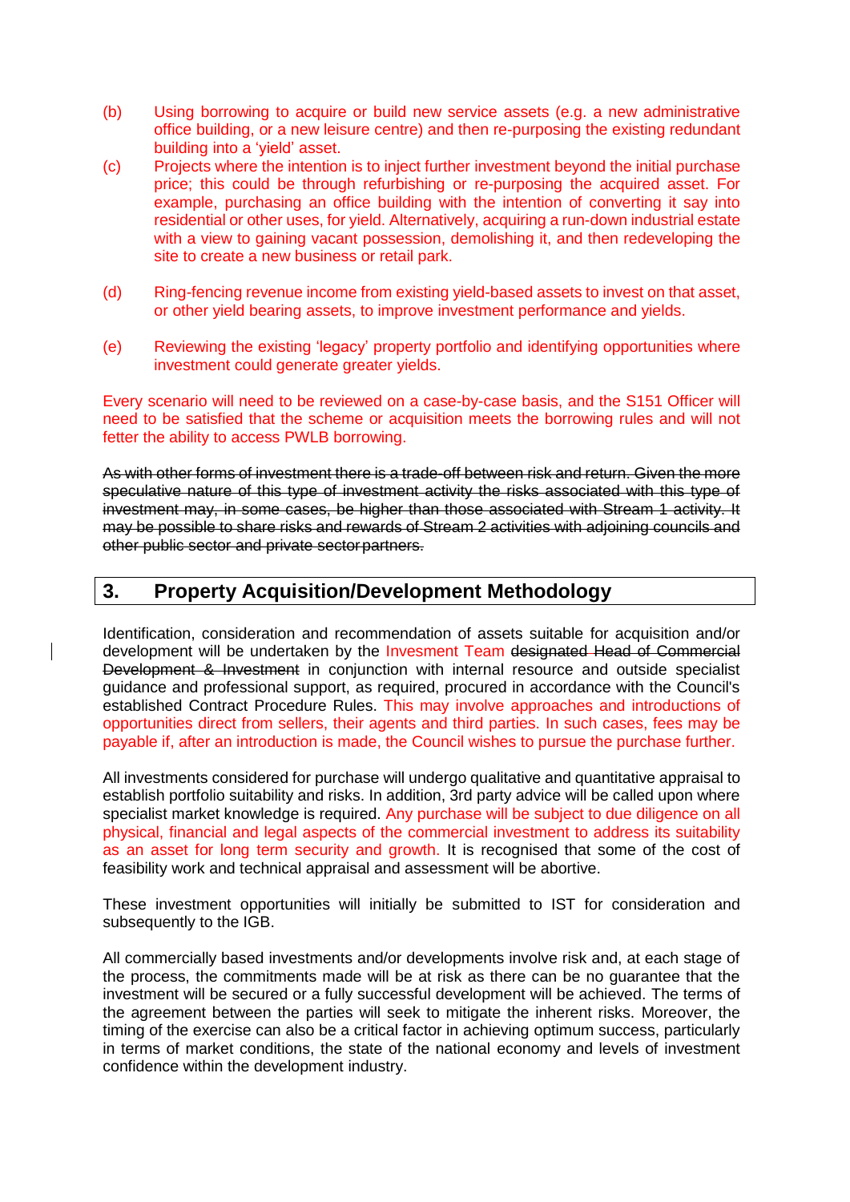(b) Using borrowing to acquire or build new service assets (e.g. a new administrative office building, or a new leisure centre) and then re-purposing the existing redundant building into a 'yield' asset.

(c) Projects where the intention is to inject further investment beyond the initial purchase price; this could be through refurbishing or re-purposing the acquired asset. For example, purchasing an office building with the intention of converting it say into residential or other uses, for yield. Alternatively, acquiring a run-down industrial estate with a view to gaining vacant possession, demolishing it, and then redeveloping the site to create a new business or retail park.

(d) Ring-fencing revenue income from existing yield-based assets to invest on that asset, or other yield bearing assets, to improve investment performance and yields.

(e) Reviewing the existing 'legacy' property portfolio and identifying opportunities where investment could generate greater yields.

Every scenario will need to be reviewed on a case-by-case basis, and the S151 Officer will need to be satisfied that the scheme or acquisition meets the borrowing rules and will not fetter the ability to access PWLB borrowing.

~~As with other forms of investment there is a trade-off between risk and return. Given the more speculative nature of this type of investment activity the risks associated with this type of investment may, in some cases, be higher than those associated with Stream 1 activity. It may be possible to share risks and rewards of Stream 2 activities with adjoining councils and other public sector and private sector partners.~~

## 3. Property Acquisition/Development Methodology

Identification, consideration and recommendation of assets suitable for acquisition and/or development will be undertaken by the Invesment Team ~~designated Head of Commercial Development & Investment~~ in conjunction with internal resource and outside specialist guidance and professional support, as required, procured in accordance with the Council's established Contract Procedure Rules. This may involve approaches and introductions of opportunities direct from sellers, their agents and third parties. In such cases, fees may be payable if, after an introduction is made, the Council wishes to pursue the purchase further.

All investments considered for purchase will undergo qualitative and quantitative appraisal to establish portfolio suitability and risks. In addition, 3rd party advice will be called upon where specialist market knowledge is required. Any purchase will be subject to due diligence on all physical, financial and legal aspects of the commercial investment to address its suitability as an asset for long term security and growth. It is recognised that some of the cost of feasibility work and technical appraisal and assessment will be abortive.

These investment opportunities will initially be submitted to IST for consideration and subsequently to the IGB.

All commercially based investments and/or developments involve risk and, at each stage of the process, the commitments made will be at risk as there can be no guarantee that the investment will be secured or a fully successful development will be achieved. The terms of the agreement between the parties will seek to mitigate the inherent risks. Moreover, the timing of the exercise can also be a critical factor in achieving optimum success, particularly in terms of market conditions, the state of the national economy and levels of investment confidence within the development industry.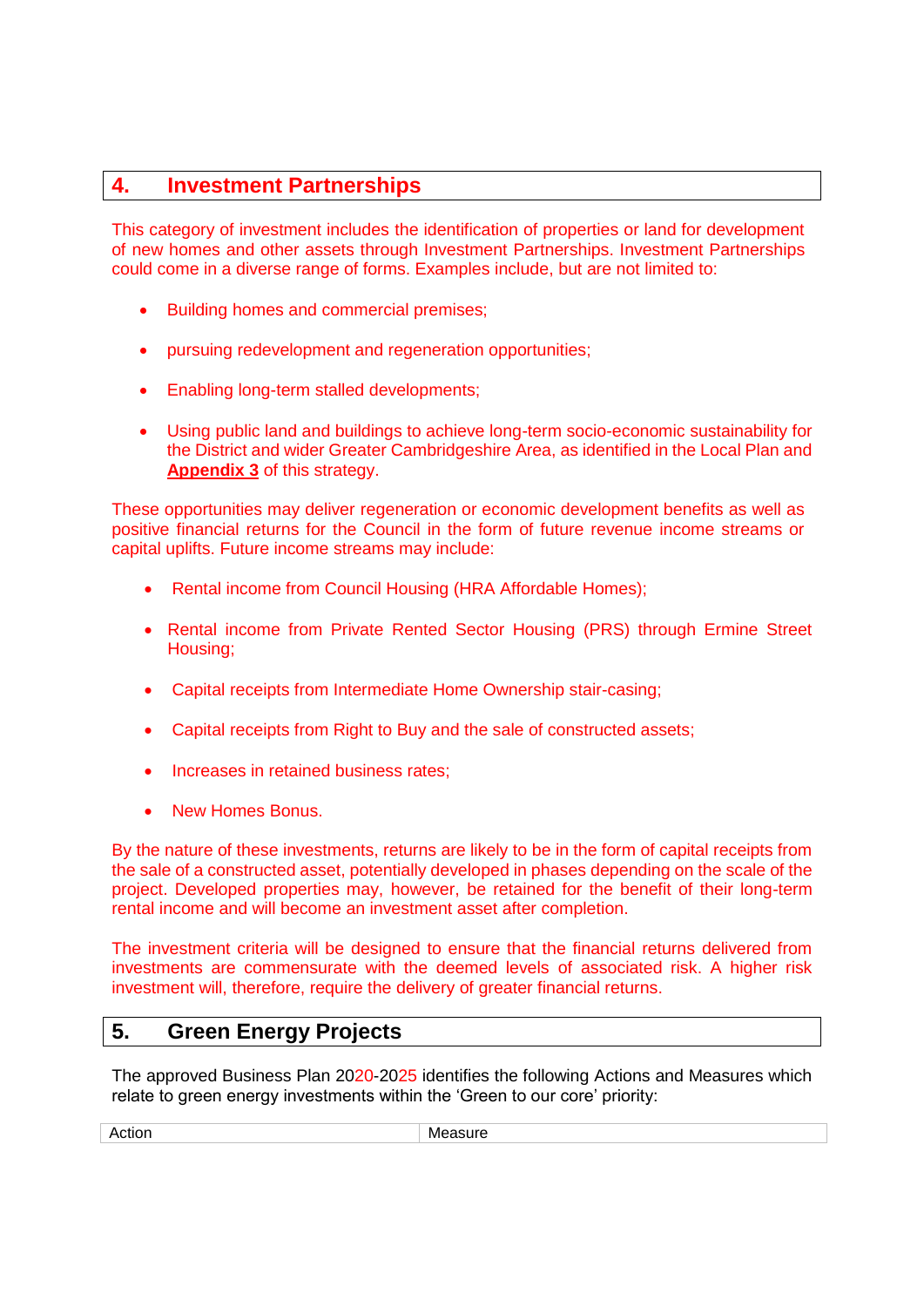## 4. Investment Partnerships

This category of investment includes the identification of properties or land for development of new homes and other assets through Investment Partnerships. Investment Partnerships could come in a diverse range of forms. Examples include, but are not limited to:

- Building homes and commercial premises;
- pursuing redevelopment and regeneration opportunities;
- Enabling long-term stalled developments;
- Using public land and buildings to achieve long-term socio-economic sustainability for the District and wider Greater Cambridgeshire Area, as identified in the Local Plan and **Appendix 3** of this strategy.

These opportunities may deliver regeneration or economic development benefits as well as positive financial returns for the Council in the form of future revenue income streams or capital uplifts. Future income streams may include:

- Rental income from Council Housing (HRA Affordable Homes);
- Rental income from Private Rented Sector Housing (PRS) through Ermine Street Housing;
- Capital receipts from Intermediate Home Ownership stair-casing;
- Capital receipts from Right to Buy and the sale of constructed assets;
- Increases in retained business rates;
- New Homes Bonus.

By the nature of these investments, returns are likely to be in the form of capital receipts from the sale of a constructed asset, potentially developed in phases depending on the scale of the project. Developed properties may, however, be retained for the benefit of their long-term rental income and will become an investment asset after completion.

The investment criteria will be designed to ensure that the financial returns delivered from investments are commensurate with the deemed levels of associated risk. A higher risk investment will, therefore, require the delivery of greater financial returns.

## 5. Green Energy Projects

The approved Business Plan 2020-2025 identifies the following Actions and Measures which relate to green energy investments within the 'Green to our core' priority:

| Action | Measure |
|---|---|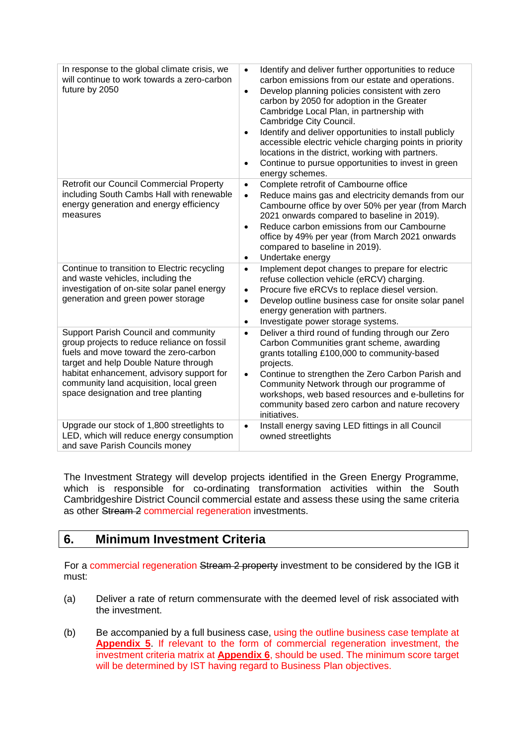| | |
|---|---|
| In response to the global climate crisis, we will continue to work towards a zero-carbon future by 2050 | • Identify and deliver further opportunities to reduce carbon emissions from our estate and operations.<br>• Develop planning policies consistent with zero carbon by 2050 for adoption in the Greater Cambridge Local Plan, in partnership with Cambridge City Council.<br>• Identify and deliver opportunities to install publicly accessible electric vehicle charging points in priority locations in the district, working with partners.<br>• Continue to pursue opportunities to invest in green energy schemes. |
| Retrofit our Council Commercial Property including South Cambs Hall with renewable energy generation and energy efficiency measures | • Complete retrofit of Cambourne office<br>• Reduce mains gas and electricity demands from our Cambourne office by over 50% per year (from March 2021 onwards compared to baseline in 2019).<br>• Reduce carbon emissions from our Cambourne office by 49% per year (from March 2021 onwards compared to baseline in 2019).<br>• Undertake energy |
| Continue to transition to Electric recycling and waste vehicles, including the investigation of on-site solar panel energy generation and green power storage | • Implement depot changes to prepare for electric refuse collection vehicle (eRCV) charging.<br>• Procure five eRCVs to replace diesel version.<br>• Develop outline business case for onsite solar panel energy generation with partners.<br>• Investigate power storage systems. |
| Support Parish Council and community group projects to reduce reliance on fossil fuels and move toward the zero-carbon target and help Double Nature through habitat enhancement, advisory support for community land acquisition, local green space designation and tree planting | • Deliver a third round of funding through our Zero Carbon Communities grant scheme, awarding grants totalling £100,000 to community-based projects.<br>• Continue to strengthen the Zero Carbon Parish and Community Network through our programme of workshops, web based resources and e-bulletins for community based zero carbon and nature recovery initiatives. |
| Upgrade our stock of 1,800 streetlights to LED, which will reduce energy consumption and save Parish Councils money | • Install energy saving LED fittings in all Council owned streetlights |

The Investment Strategy will develop projects identified in the Green Energy Programme, which is responsible for co-ordinating transformation activities within the South Cambridgeshire District Council commercial estate and assess these using the same criteria as other ~~Stream 2~~ commercial regeneration investments.

## 6. Minimum Investment Criteria

For a commercial regeneration ~~Stream 2 property~~ investment to be considered by the IGB it must:

(a) Deliver a rate of return commensurate with the deemed level of risk associated with the investment.

(b) Be accompanied by a full business case, using the outline business case template at **Appendix 5**. If relevant to the form of commercial regeneration investment, the investment criteria matrix at **Appendix 6**, should be used. The minimum score target will be determined by IST having regard to Business Plan objectives.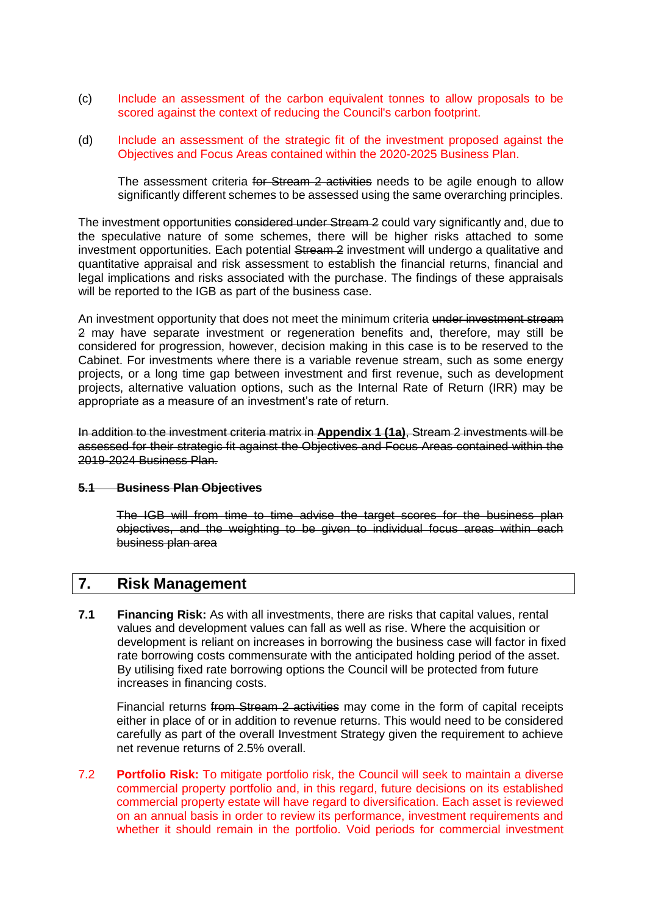(c) Include an assessment of the carbon equivalent tonnes to allow proposals to be scored against the context of reducing the Council's carbon footprint.

(d) Include an assessment of the strategic fit of the investment proposed against the Objectives and Focus Areas contained within the 2020-2025 Business Plan.

The assessment criteria ~~for Stream 2 activities~~ needs to be agile enough to allow significantly different schemes to be assessed using the same overarching principles.

The investment opportunities ~~considered under Stream 2~~ could vary significantly and, due to the speculative nature of some schemes, there will be higher risks attached to some investment opportunities. Each potential ~~Stream 2~~ investment will undergo a qualitative and quantitative appraisal and risk assessment to establish the financial returns, financial and legal implications and risks associated with the purchase. The findings of these appraisals will be reported to the IGB as part of the business case.

An investment opportunity that does not meet the minimum criteria ~~under investment stream 2~~ may have separate investment or regeneration benefits and, therefore, may still be considered for progression, however, decision making in this case is to be reserved to the Cabinet. For investments where there is a variable revenue stream, such as some energy projects, or a long time gap between investment and first revenue, such as development projects, alternative valuation options, such as the Internal Rate of Return (IRR) may be appropriate as a measure of an investment's rate of return.

~~In addition to the investment criteria matrix in **Appendix 1 (1a)**, Stream 2 investments will be assessed for their strategic fit against the Objectives and Focus Areas contained within the 2019-2024 Business Plan.~~

~~**5.1 Business Plan Objectives**~~

~~The IGB will from time to time advise the target scores for the business plan objectives, and the weighting to be given to individual focus areas within each business plan area~~

## 7. Risk Management

**7.1 Financing Risk:** As with all investments, there are risks that capital values, rental values and development values can fall as well as rise. Where the acquisition or development is reliant on increases in borrowing the business case will factor in fixed rate borrowing costs commensurate with the anticipated holding period of the asset. By utilising fixed rate borrowing options the Council will be protected from future increases in financing costs.

Financial returns ~~from Stream 2 activities~~ may come in the form of capital receipts either in place of or in addition to revenue returns. This would need to be considered carefully as part of the overall Investment Strategy given the requirement to achieve net revenue returns of 2.5% overall.

7.2 **Portfolio Risk:** To mitigate portfolio risk, the Council will seek to maintain a diverse commercial property portfolio and, in this regard, future decisions on its established commercial property estate will have regard to diversification. Each asset is reviewed on an annual basis in order to review its performance, investment requirements and whether it should remain in the portfolio. Void periods for commercial investment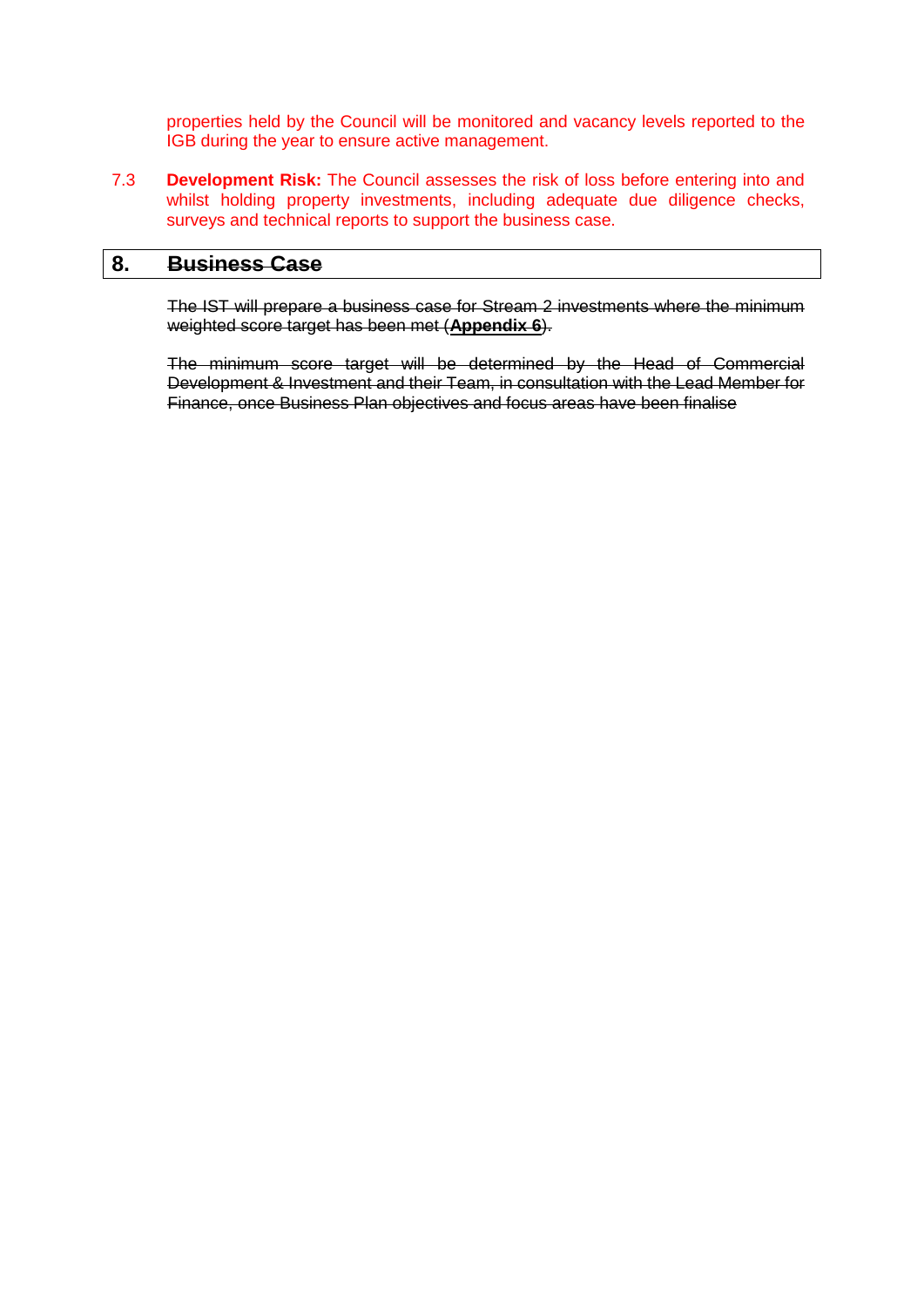properties held by the Council will be monitored and vacancy levels reported to the IGB during the year to ensure active management.

7.3 **Development Risk:** The Council assesses the risk of loss before entering into and whilst holding property investments, including adequate due diligence checks, surveys and technical reports to support the business case.

## 8. ~~Business Case~~

~~The IST will prepare a business case for Stream 2 investments where the minimum weighted score target has been met (**Appendix 6**).~~

~~The minimum score target will be determined by the Head of Commercial Development & Investment and their Team, in consultation with the Lead Member for Finance, once Business Plan objectives and focus areas have been finalise~~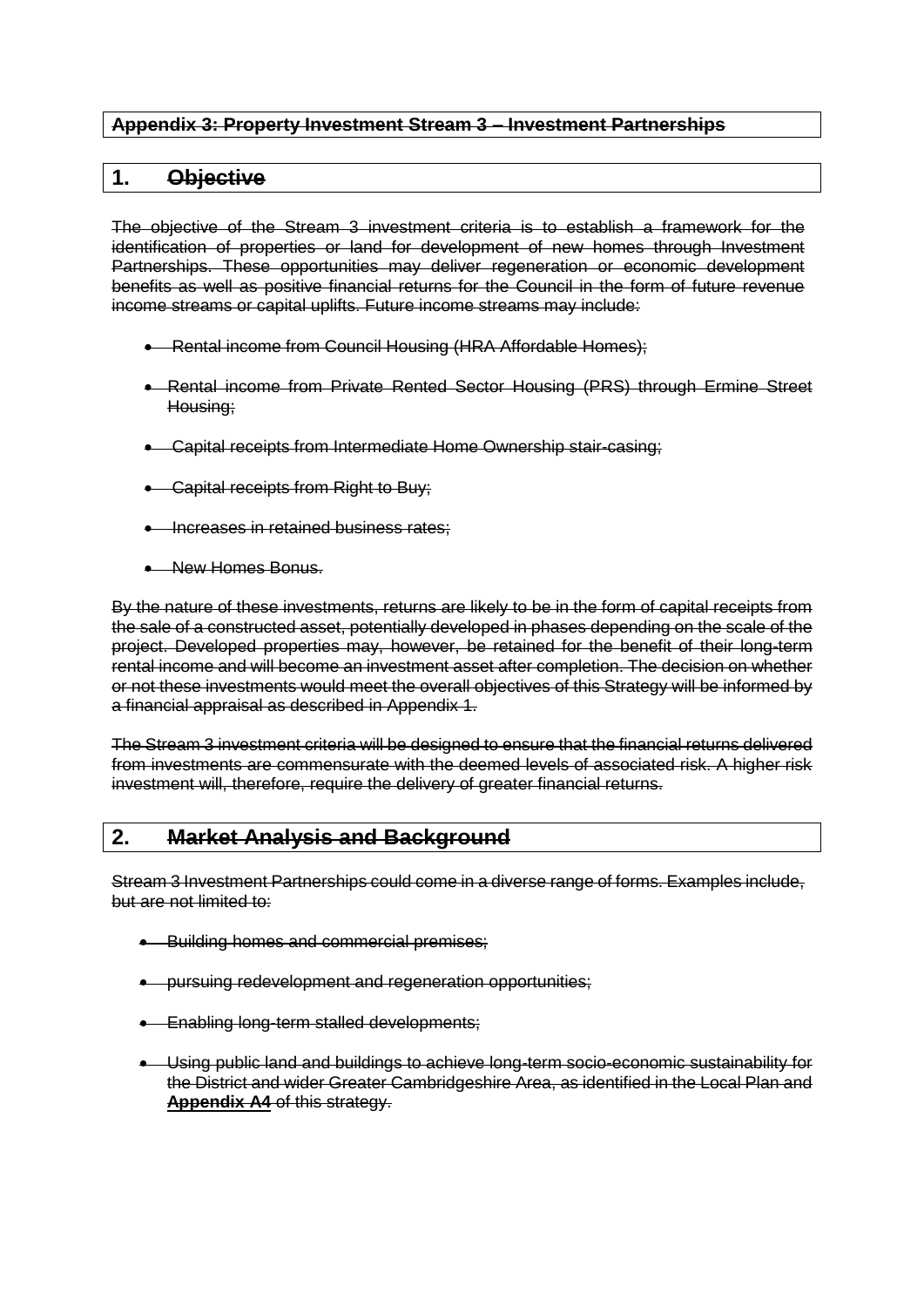## Appendix 3: Property Investment Stream 3 – Investment Partnerships

## 1. ~~Objective~~

~~The objective of the Stream 3 investment criteria is to establish a framework for the identification of properties or land for development of new homes through Investment Partnerships. These opportunities may deliver regeneration or economic development benefits as well as positive financial returns for the Council in the form of future revenue income streams or capital uplifts. Future income streams may include:~~

- ~~Rental income from Council Housing (HRA Affordable Homes);~~
- ~~Rental income from Private Rented Sector Housing (PRS) through Ermine Street Housing;~~
- ~~Capital receipts from Intermediate Home Ownership stair-casing;~~
- ~~Capital receipts from Right to Buy;~~
- ~~Increases in retained business rates;~~
- ~~New Homes Bonus.~~

~~By the nature of these investments, returns are likely to be in the form of capital receipts from the sale of a constructed asset, potentially developed in phases depending on the scale of the project. Developed properties may, however, be retained for the benefit of their long-term rental income and will become an investment asset after completion. The decision on whether or not these investments would meet the overall objectives of this Strategy will be informed by a financial appraisal as described in Appendix 1.~~

~~The Stream 3 investment criteria will be designed to ensure that the financial returns delivered from investments are commensurate with the deemed levels of associated risk. A higher risk investment will, therefore, require the delivery of greater financial returns.~~

## 2. ~~Market Analysis and Background~~

~~Stream 3 Investment Partnerships could come in a diverse range of forms. Examples include, but are not limited to:~~

- ~~Building homes and commercial premises;~~
- ~~pursuing redevelopment and regeneration opportunities;~~
- ~~Enabling long-term stalled developments;~~
- ~~Using public land and buildings to achieve long-term socio-economic sustainability for the District and wider Greater Cambridgeshire Area, as identified in the Local Plan and **Appendix A4** of this strategy.~~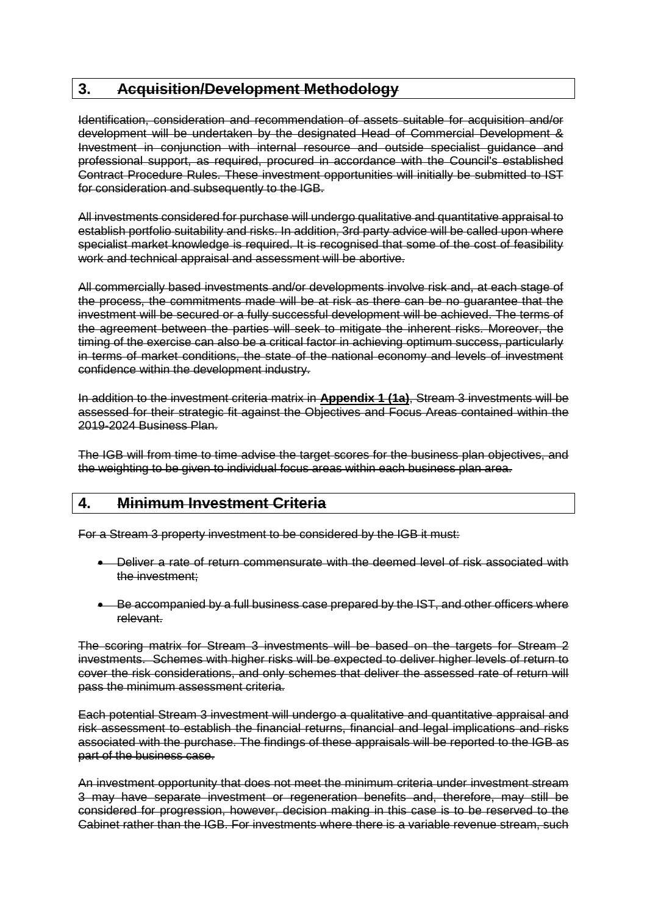## ~~3. Acquisition/Development Methodology~~

~~Identification, consideration and recommendation of assets suitable for acquisition and/or development will be undertaken by the designated Head of Commercial Development & Investment in conjunction with internal resource and outside specialist guidance and professional support, as required, procured in accordance with the Council's established Contract Procedure Rules. These investment opportunities will initially be submitted to IST for consideration and subsequently to the IGB.~~

~~All investments considered for purchase will undergo qualitative and quantitative appraisal to establish portfolio suitability and risks. In addition, 3rd party advice will be called upon where specialist market knowledge is required. It is recognised that some of the cost of feasibility work and technical appraisal and assessment will be abortive.~~

~~All commercially based investments and/or developments involve risk and, at each stage of the process, the commitments made will be at risk as there can be no guarantee that the investment will be secured or a fully successful development will be achieved. The terms of the agreement between the parties will seek to mitigate the inherent risks. Moreover, the timing of the exercise can also be a critical factor in achieving optimum success, particularly in terms of market conditions, the state of the national economy and levels of investment confidence within the development industry.~~

~~In addition to the investment criteria matrix in **Appendix 1 (1a)**, Stream 3 investments will be assessed for their strategic fit against the Objectives and Focus Areas contained within the 2019-2024 Business Plan.~~

~~The IGB will from time to time advise the target scores for the business plan objectives, and the weighting to be given to individual focus areas within each business plan area.~~

## ~~4. Minimum Investment Criteria~~

~~For a Stream 3 property investment to be considered by the IGB it must:~~

- ~~Deliver a rate of return commensurate with the deemed level of risk associated with the investment;~~
- ~~Be accompanied by a full business case prepared by the IST, and other officers where relevant.~~

~~The scoring matrix for Stream 3 investments will be based on the targets for Stream 2 investments. Schemes with higher risks will be expected to deliver higher levels of return to cover the risk considerations, and only schemes that deliver the assessed rate of return will pass the minimum assessment criteria.~~

~~Each potential Stream 3 investment will undergo a qualitative and quantitative appraisal and risk assessment to establish the financial returns, financial and legal implications and risks associated with the purchase. The findings of these appraisals will be reported to the IGB as part of the business case.~~

~~An investment opportunity that does not meet the minimum criteria under investment stream 3 may have separate investment or regeneration benefits and, therefore, may still be considered for progression, however, decision making in this case is to be reserved to the Cabinet rather than the IGB. For investments where there is a variable revenue stream, such~~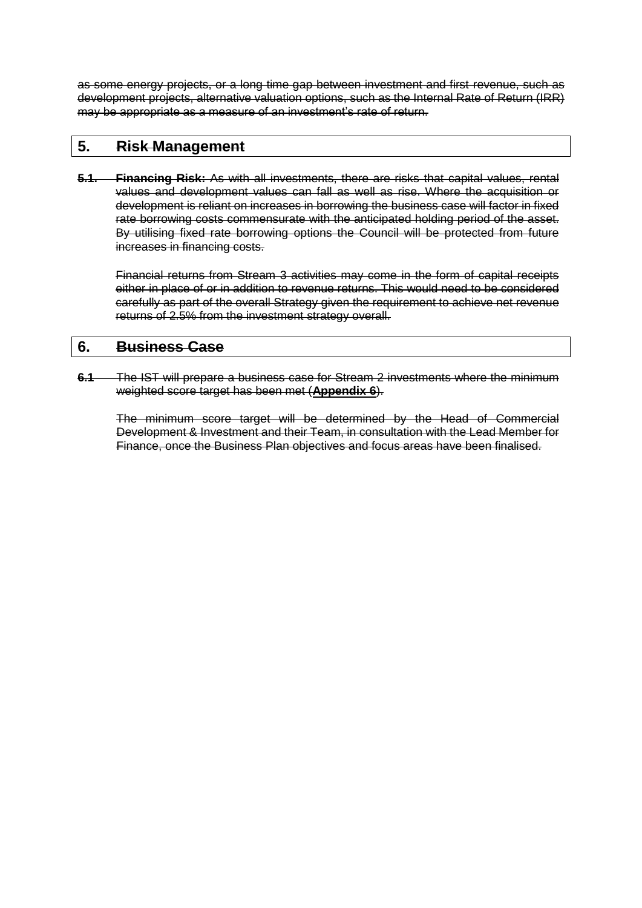~~as some energy projects, or a long time gap between investment and first revenue, such as development projects, alternative valuation options, such as the Internal Rate of Return (IRR) may be appropriate as a measure of an investment's rate of return.~~

## 5. ~~Risk Management~~

~~**5.1. Financing Risk:** As with all investments, there are risks that capital values, rental values and development values can fall as well as rise. Where the acquisition or development is reliant on increases in borrowing the business case will factor in fixed rate borrowing costs commensurate with the anticipated holding period of the asset. By utilising fixed rate borrowing options the Council will be protected from future increases in financing costs.~~

~~Financial returns from Stream 3 activities may come in the form of capital receipts either in place of or in addition to revenue returns. This would need to be considered carefully as part of the overall Strategy given the requirement to achieve net revenue returns of 2.5% from the investment strategy overall.~~

## 6. ~~Business Case~~

~~**6.1** The IST will prepare a business case for Stream 2 investments where the minimum weighted score target has been met (**Appendix 6**).~~

~~The minimum score target will be determined by the Head of Commercial Development & Investment and their Team, in consultation with the Lead Member for Finance, once the Business Plan objectives and focus areas have been finalised.~~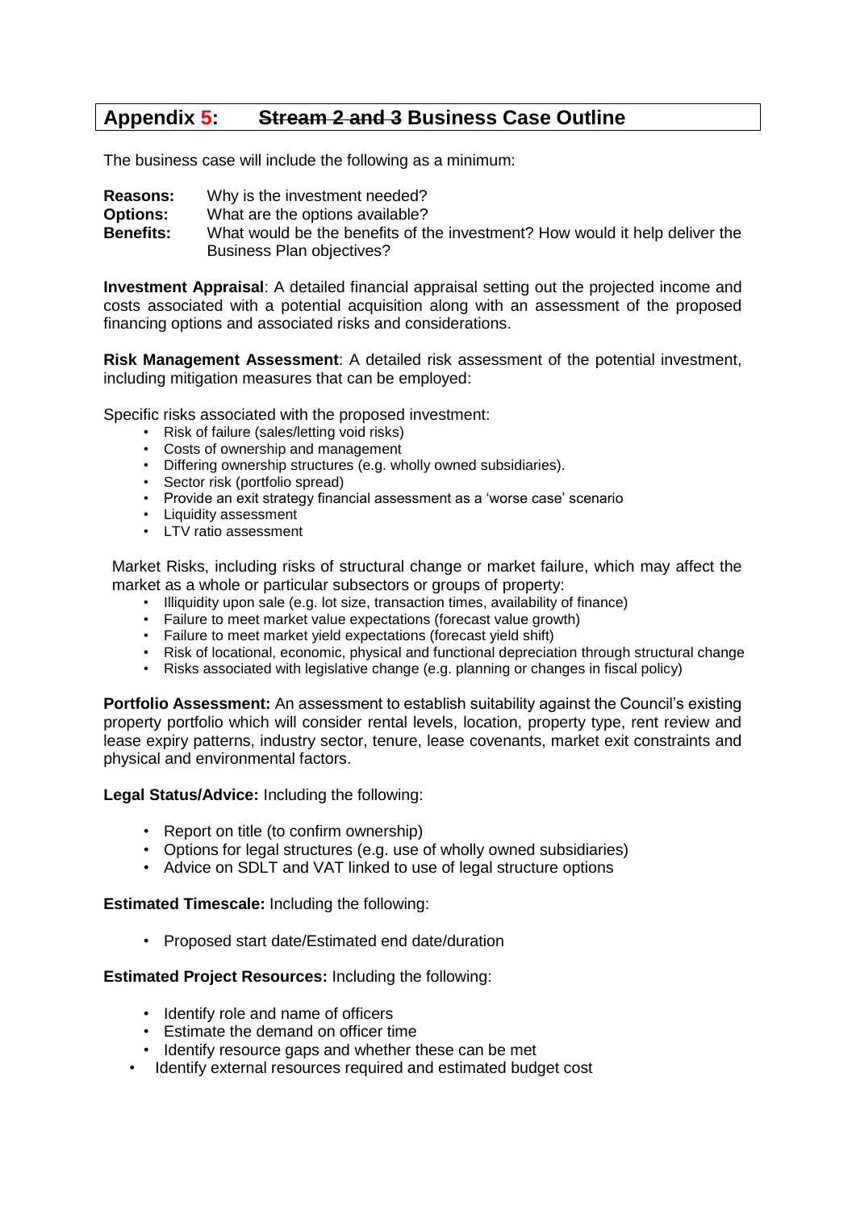## Appendix 5: ~~Stream 2 and 3~~ Business Case Outline

The business case will include the following as a minimum:

**Reasons:** Why is the investment needed?
**Options:** What are the options available?
**Benefits:** What would be the benefits of the investment? How would it help deliver the Business Plan objectives?

**Investment Appraisal**: A detailed financial appraisal setting out the projected income and costs associated with a potential acquisition along with an assessment of the proposed financing options and associated risks and considerations.

**Risk Management Assessment**: A detailed risk assessment of the potential investment, including mitigation measures that can be employed:

Specific risks associated with the proposed investment:

- Risk of failure (sales/letting void risks)
- Costs of ownership and management
- Differing ownership structures (e.g. wholly owned subsidiaries).
- Sector risk (portfolio spread)
- Provide an exit strategy financial assessment as a 'worse case' scenario
- Liquidity assessment
- LTV ratio assessment

Market Risks, including risks of structural change or market failure, which may affect the market as a whole or particular subsectors or groups of property:

- Illiquidity upon sale (e.g. lot size, transaction times, availability of finance)
- Failure to meet market value expectations (forecast value growth)
- Failure to meet market yield expectations (forecast yield shift)
- Risk of locational, economic, physical and functional depreciation through structural change
- Risks associated with legislative change (e.g. planning or changes in fiscal policy)

**Portfolio Assessment:** An assessment to establish suitability against the Council's existing property portfolio which will consider rental levels, location, property type, rent review and lease expiry patterns, industry sector, tenure, lease covenants, market exit constraints and physical and environmental factors.

**Legal Status/Advice:** Including the following:

- Report on title (to confirm ownership)
- Options for legal structures (e.g. use of wholly owned subsidiaries)
- Advice on SDLT and VAT linked to use of legal structure options

**Estimated Timescale:** Including the following:

- Proposed start date/Estimated end date/duration

**Estimated Project Resources:** Including the following:

- Identify role and name of officers
- Estimate the demand on officer time
- Identify resource gaps and whether these can be met
- Identify external resources required and estimated budget cost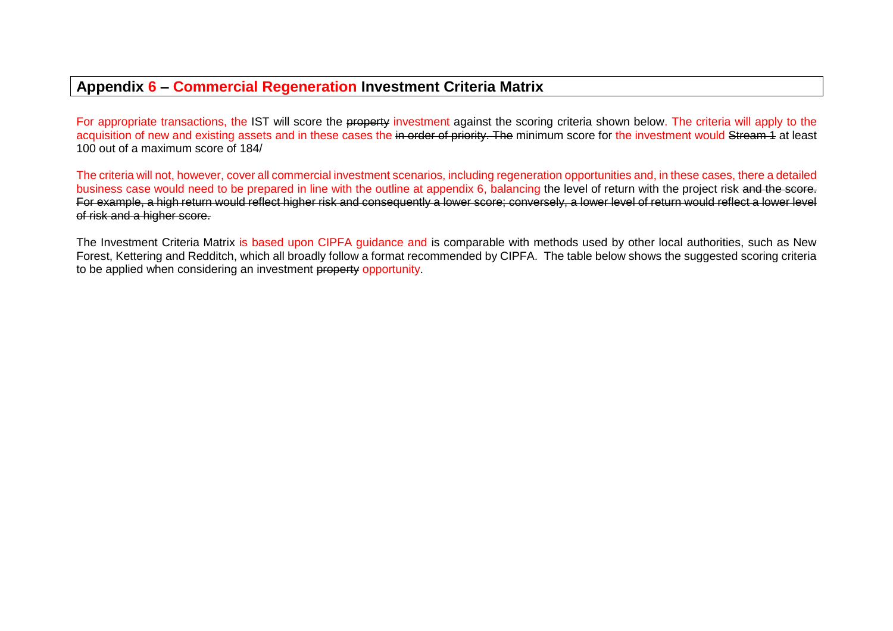## Appendix 6 – Commercial Regeneration Investment Criteria Matrix

For appropriate transactions, the IST will score the ~~property~~ investment against the scoring criteria shown below. The criteria will apply to the acquisition of new and existing assets and in these cases the ~~in order of priority. The~~ minimum score for the investment would ~~Stream 1~~ at least 100 out of a maximum score of 184/

The criteria will not, however, cover all commercial investment scenarios, including regeneration opportunities and, in these cases, there a detailed business case would need to be prepared in line with the outline at appendix 6, balancing the level of return with the project risk ~~and the score. For example, a high return would reflect higher risk and consequently a lower score; conversely, a lower level of return would reflect a lower level of risk and a higher score.~~

The Investment Criteria Matrix is based upon CIPFA guidance and is comparable with methods used by other local authorities, such as New Forest, Kettering and Redditch, which all broadly follow a format recommended by CIPFA. The table below shows the suggested scoring criteria to be applied when considering an investment ~~property~~ opportunity.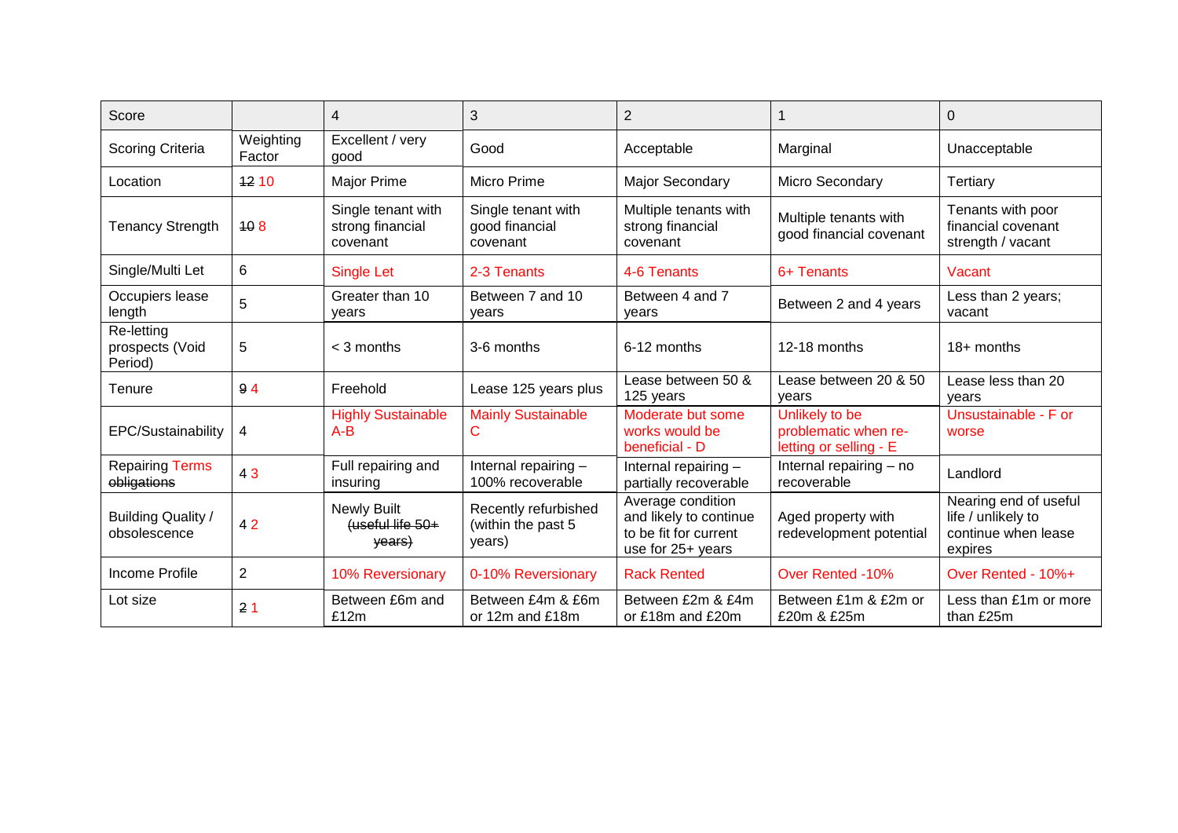| Score | | 4 | 3 | 2 | 1 | 0 |
|---|---|---|---|---|---|---|
| Scoring Criteria | Weighting Factor | Excellent / very good | Good | Acceptable | Marginal | Unacceptable |
| Location | ~~12~~ 10 | Major Prime | Micro Prime | Major Secondary | Micro Secondary | Tertiary |
| Tenancy Strength | ~~10~~ 8 | Single tenant with strong financial covenant | Single tenant with good financial covenant | Multiple tenants with strong financial covenant | Multiple tenants with good financial covenant | Tenants with poor financial covenant strength / vacant |
| Single/Multi Let | 6 | Single Let | 2-3 Tenants | 4-6 Tenants | 6+ Tenants | Vacant |
| Occupiers lease length | 5 | Greater than 10 years | Between 7 and 10 years | Between 4 and 7 years | Between 2 and 4 years | Less than 2 years; vacant |
| Re-letting prospects (Void Period) | 5 | < 3 months | 3-6 months | 6-12 months | 12-18 months | 18+ months |
| Tenure | ~~9~~ 4 | Freehold | Lease 125 years plus | Lease between 50 & 125 years | Lease between 20 & 50 years | Lease less than 20 years |
| EPC/Sustainability | 4 | Highly Sustainable A-B | Mainly Sustainable C | Moderate but some works would be beneficial - D | Unlikely to be problematic when re-letting or selling - E | Unsustainable - F or worse |
| Repairing Terms ~~obligations~~ | ~~4~~ 3 | Full repairing and insuring | Internal repairing – 100% recoverable | Internal repairing – partially recoverable | Internal repairing – no recoverable | Landlord |
| Building Quality / obsolescence | ~~4~~ 2 | Newly Built ~~(useful life 50+ years)~~ | Recently refurbished (within the past 5 years) | Average condition and likely to continue to be fit for current use for 25+ years | Aged property with redevelopment potential | Nearing end of useful life / unlikely to continue when lease expires |
| Income Profile | 2 | 10% Reversionary | 0-10% Reversionary | Rack Rented | Over Rented -10% | Over Rented - 10%+ |
| Lot size | ~~2~~ 1 | Between £6m and £12m | Between £4m & £6m or 12m and £18m | Between £2m & £4m or £18m and £20m | Between £1m & £2m or £20m & £25m | Less than £1m or more than £25m |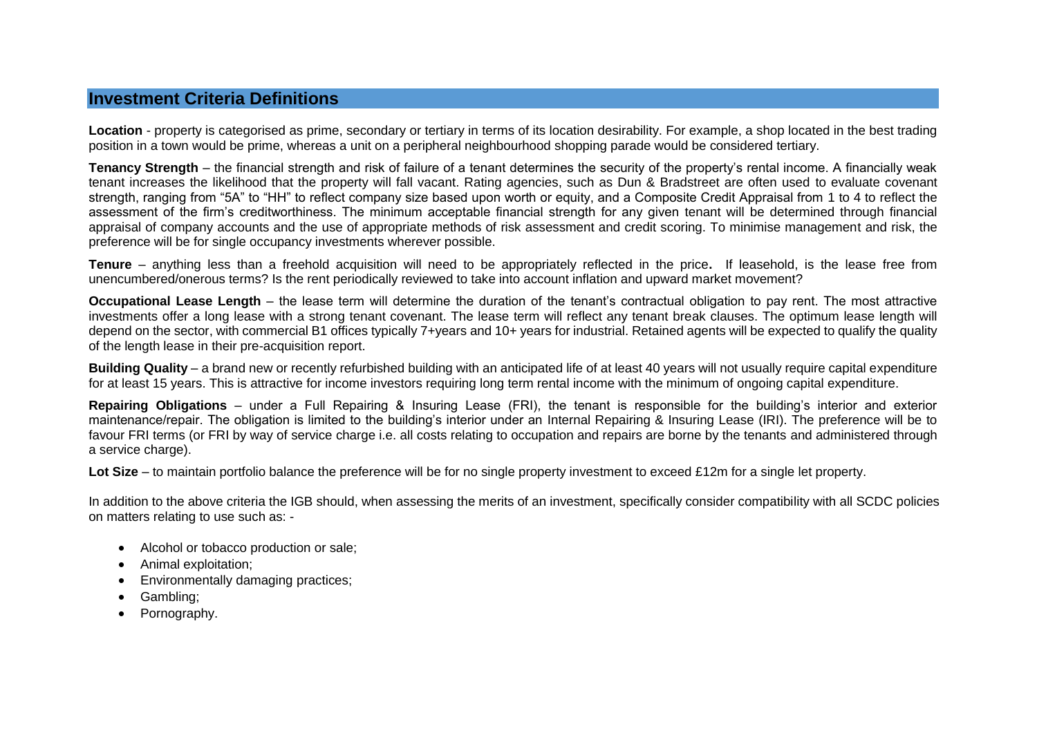## Investment Criteria Definitions

**Location** - property is categorised as prime, secondary or tertiary in terms of its location desirability. For example, a shop located in the best trading position in a town would be prime, whereas a unit on a peripheral neighbourhood shopping parade would be considered tertiary.

**Tenancy Strength** – the financial strength and risk of failure of a tenant determines the security of the property's rental income. A financially weak tenant increases the likelihood that the property will fall vacant. Rating agencies, such as Dun & Bradstreet are often used to evaluate covenant strength, ranging from "5A" to "HH" to reflect company size based upon worth or equity, and a Composite Credit Appraisal from 1 to 4 to reflect the assessment of the firm's creditworthiness. The minimum acceptable financial strength for any given tenant will be determined through financial appraisal of company accounts and the use of appropriate methods of risk assessment and credit scoring. To minimise management and risk, the preference will be for single occupancy investments wherever possible.

**Tenure** – anything less than a freehold acquisition will need to be appropriately reflected in the price**.** If leasehold, is the lease free from unencumbered/onerous terms? Is the rent periodically reviewed to take into account inflation and upward market movement?

**Occupational Lease Length** – the lease term will determine the duration of the tenant's contractual obligation to pay rent. The most attractive investments offer a long lease with a strong tenant covenant. The lease term will reflect any tenant break clauses. The optimum lease length will depend on the sector, with commercial B1 offices typically 7+years and 10+ years for industrial. Retained agents will be expected to qualify the quality of the length lease in their pre-acquisition report.

**Building Quality** – a brand new or recently refurbished building with an anticipated life of at least 40 years will not usually require capital expenditure for at least 15 years. This is attractive for income investors requiring long term rental income with the minimum of ongoing capital expenditure.

**Repairing Obligations** – under a Full Repairing & Insuring Lease (FRI), the tenant is responsible for the building's interior and exterior maintenance/repair. The obligation is limited to the building's interior under an Internal Repairing & Insuring Lease (IRI). The preference will be to favour FRI terms (or FRI by way of service charge i.e. all costs relating to occupation and repairs are borne by the tenants and administered through a service charge).

**Lot Size** – to maintain portfolio balance the preference will be for no single property investment to exceed £12m for a single let property.

In addition to the above criteria the IGB should, when assessing the merits of an investment, specifically consider compatibility with all SCDC policies on matters relating to use such as: -

- Alcohol or tobacco production or sale;
- Animal exploitation;
- Environmentally damaging practices;
- Gambling;
- Pornography.